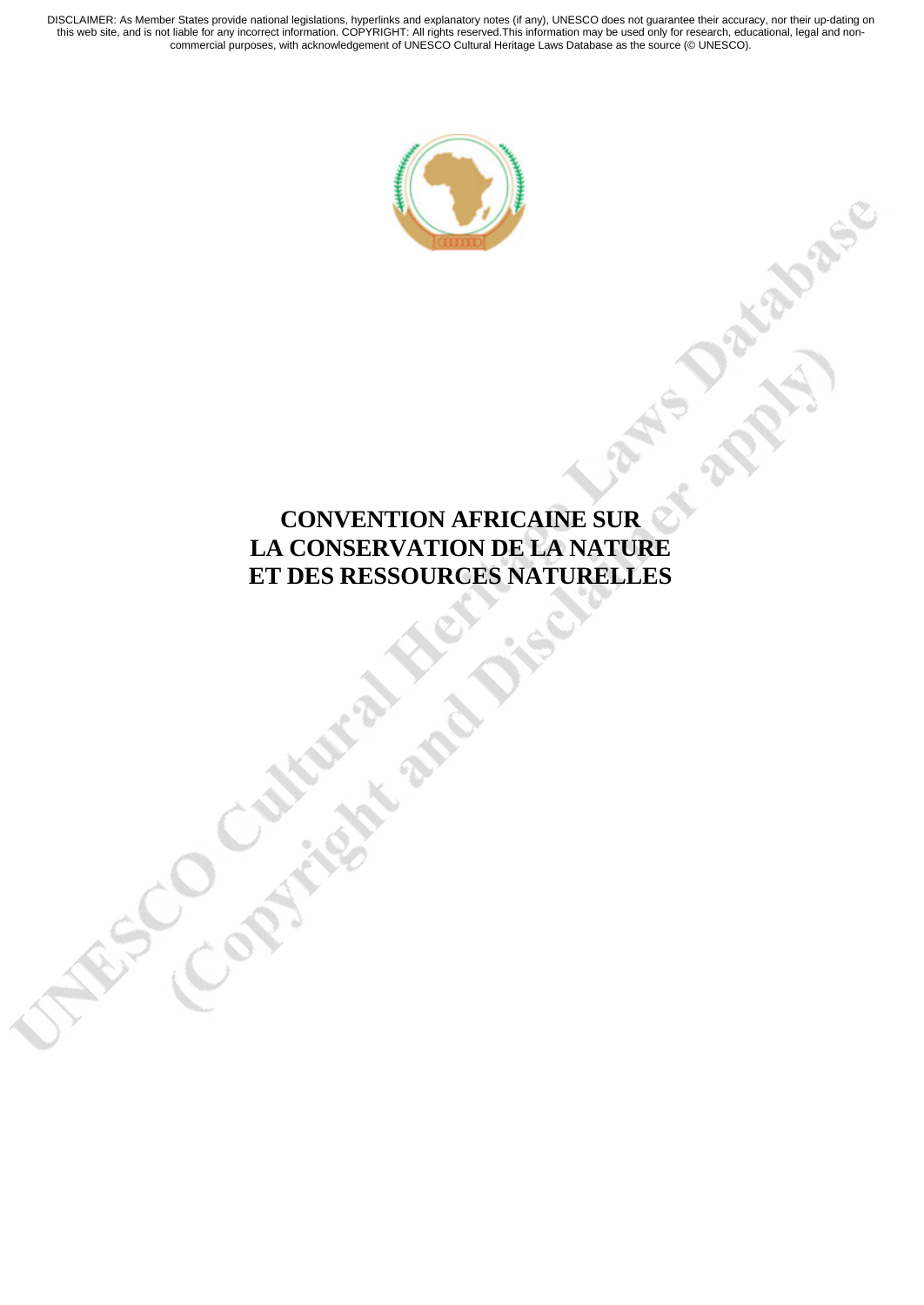DISCLAIMER: As Member States provide national legislations, hyperlinks and explanatory notes (if any), UNESCO does not guarantee their accuracy, nor their up-dating on this web site, and is not liable for any incorrect information. COPYRIGHT: All rights reserved.This information may be used only for research, educational, legal and non-commercial purposes, with acknowledgement of UNESCO Cultural Heritage Laws Database as the source (© UNESCO).

# CONVENTION AFRICAINE SUR LA CONSERVATION DE LA NATURE ET DES RESSOURCES NATURELLES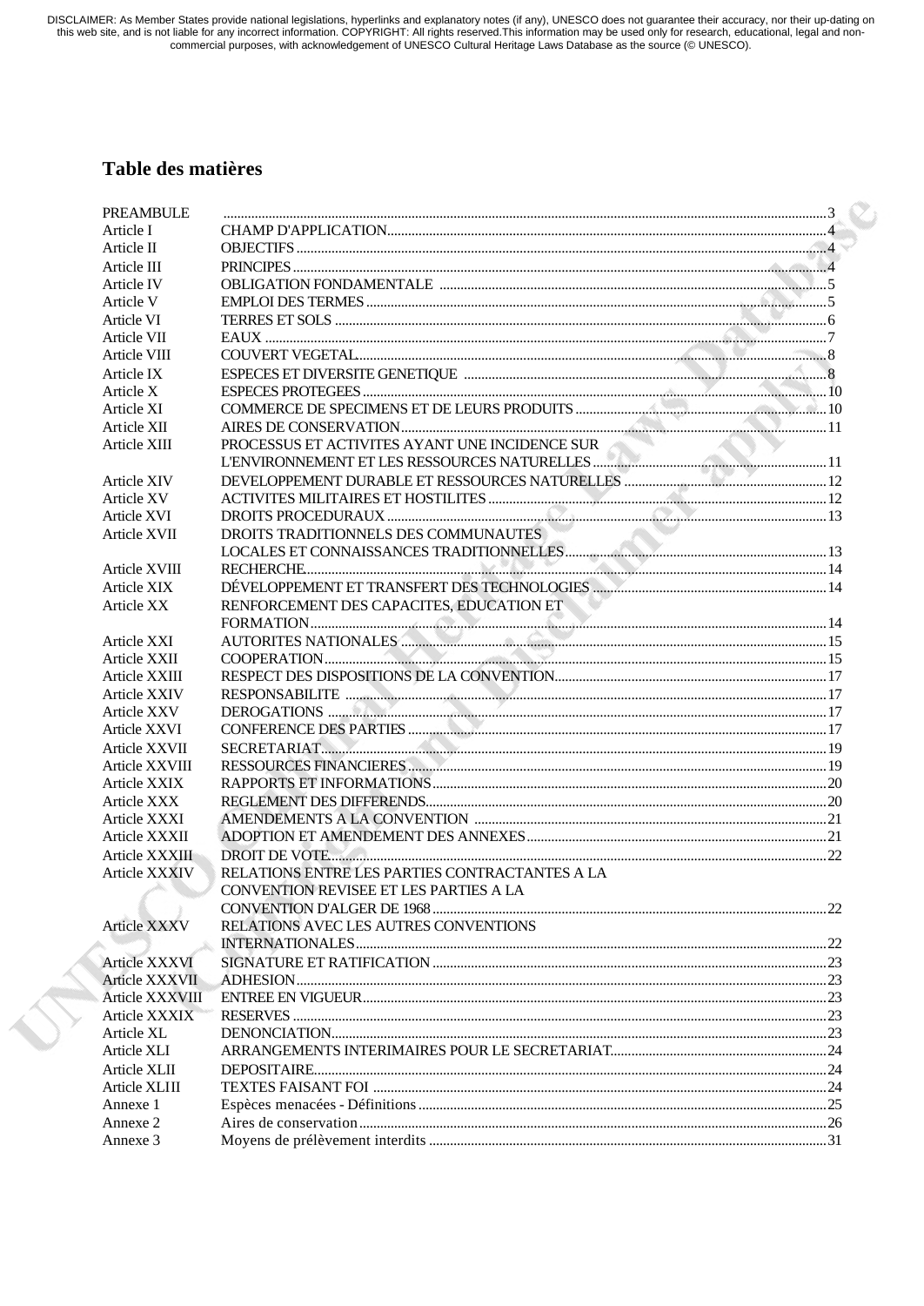DISCLAIMER: As Member States provide national legislations, hyperlinks and explanatory notes (if any), UNESCO does not guarantee their accuracy, nor their up-dating on this web site, and is not liable for any incorrect information. COPYRIGHT: All rights reserved.This information may be used only for research, educational, legal and non-commercial purposes, with acknowledgement of UNESCO Cultural Heritage Laws Database as the source (© UNESCO).

## Table des matières

| | | |
|---|---|---|
| PREAMBULE | | 3 |
| Article I | CHAMP D'APPLICATION | 4 |
| Article II | OBJECTIFS | 4 |
| Article III | PRINCIPES | 4 |
| Article IV | OBLIGATION FONDAMENTALE | 5 |
| Article V | EMPLOI DES TERMES | 5 |
| Article VI | TERRES ET SOLS | 6 |
| Article VII | EAUX | 7 |
| Article VIII | COUVERT VEGETAL | 8 |
| Article IX | ESPECES ET DIVERSITE GENETIQUE | 8 |
| Article X | ESPECES PROTEGEES | 10 |
| Article XI | COMMERCE DE SPECIMENS ET DE LEURS PRODUITS | 10 |
| Article XII | AIRES DE CONSERVATION | 11 |
| Article XIII | PROCESSUS ET ACTIVITES AYANT UNE INCIDENCE SUR L'ENVIRONNEMENT ET LES RESSOURCES NATURELLES | 11 |
| Article XIV | DEVELOPPEMENT DURABLE ET RESSOURCES NATURELLES | 12 |
| Article XV | ACTIVITES MILITAIRES ET HOSTILITES | 12 |
| Article XVI | DROITS PROCEDURAUX | 13 |
| Article XVII | DROITS TRADITIONNELS DES COMMUNAUTES LOCALES ET CONNAISSANCES TRADITIONNELLES | 13 |
| Article XVIII | RECHERCHE | 14 |
| Article XIX | DÉVELOPPEMENT ET TRANSFERT DES TECHNOLOGIES | 14 |
| Article XX | RENFORCEMENT DES CAPACITES, EDUCATION ET FORMATION | 14 |
| Article XXI | AUTORITES NATIONALES | 15 |
| Article XXII | COOPERATION | 15 |
| Article XXIII | RESPECT DES DISPOSITIONS DE LA CONVENTION | 17 |
| Article XXIV | RESPONSABILITE | 17 |
| Article XXV | DEROGATIONS | 17 |
| Article XXVI | CONFERENCE DES PARTIES | 17 |
| Article XXVII | SECRETARIAT | 19 |
| Article XXVIII | RESSOURCES FINANCIERES | 19 |
| Article XXIX | RAPPORTS ET INFORMATIONS | 20 |
| Article XXX | REGLEMENT DES DIFFERENDS | 20 |
| Article XXXI | AMENDEMENTS A LA CONVENTION | 21 |
| Article XXXII | ADOPTION ET AMENDEMENT DES ANNEXES | 21 |
| Article XXXIII | DROIT DE VOTE | 22 |
| Article XXXIV | RELATIONS ENTRE LES PARTIES CONTRACTANTES A LA CONVENTION REVISEE ET LES PARTIES A LA CONVENTION D'ALGER DE 1968 | 22 |
| Article XXXV | RELATIONS AVEC LES AUTRES CONVENTIONS INTERNATIONALES | 22 |
| Article XXXVI | SIGNATURE ET RATIFICATION | 23 |
| Article XXXVII | ADHESION | 23 |
| Article XXXVIII | ENTREE EN VIGUEUR | 23 |
| Article XXXIX | RESERVES | 23 |
| Article XL | DENONCIATION | 23 |
| Article XLI | ARRANGEMENTS INTERIMAIRES POUR LE SECRETARIAT | 24 |
| Article XLII | DEPOSITAIRE | 24 |
| Article XLIII | TEXTES FAISANT FOI | 24 |
| Annexe 1 | Espèces menacées - Définitions | 25 |
| Annexe 2 | Aires de conservation | 26 |
| Annexe 3 | Moyens de prélèvement interdits | 31 |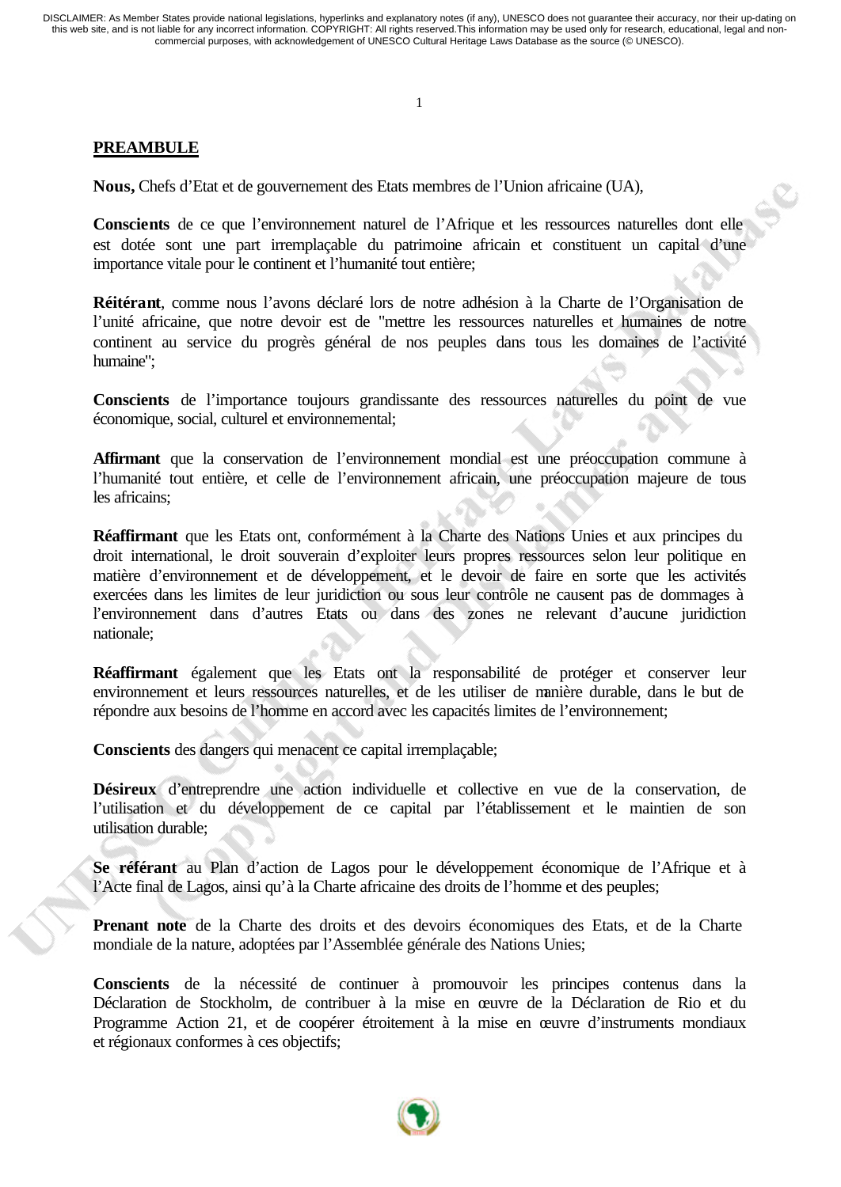**PREAMBULE**

**Nous,** Chefs d'Etat et de gouvernement des Etats membres de l'Union africaine (UA),

**Conscients** de ce que l'environnement naturel de l'Afrique et les ressources naturelles dont elle est dotée sont une part irremplaçable du patrimoine africain et constituent un capital d'une importance vitale pour le continent et l'humanité tout entière;

**Réitérant**, comme nous l'avons déclaré lors de notre adhésion à la Charte de l'Organisation de l'unité africaine, que notre devoir est de "mettre les ressources naturelles et humaines de notre continent au service du progrès général de nos peuples dans tous les domaines de l'activité humaine";

**Conscients** de l'importance toujours grandissante des ressources naturelles du point de vue économique, social, culturel et environnemental;

**Affirmant** que la conservation de l'environnement mondial est une préoccupation commune à l'humanité tout entière, et celle de l'environnement africain, une préoccupation majeure de tous les africains;

**Réaffirmant** que les Etats ont, conformément à la Charte des Nations Unies et aux principes du droit international, le droit souverain d'exploiter leurs propres ressources selon leur politique en matière d'environnement et de développement, et le devoir de faire en sorte que les activités exercées dans les limites de leur juridiction ou sous leur contrôle ne causent pas de dommages à l'environnement dans d'autres Etats ou dans des zones ne relevant d'aucune juridiction nationale;

**Réaffirmant** également que les Etats ont la responsabilité de protéger et conserver leur environnement et leurs ressources naturelles, et de les utiliser de manière durable, dans le but de répondre aux besoins de l'homme en accord avec les capacités limites de l'environnement;

**Conscients** des dangers qui menacent ce capital irremplaçable;

**Désireux** d'entreprendre une action individuelle et collective en vue de la conservation, de l'utilisation et du développement de ce capital par l'établissement et le maintien de son utilisation durable;

**Se référant** au Plan d'action de Lagos pour le développement économique de l'Afrique et à l'Acte final de Lagos, ainsi qu'à la Charte africaine des droits de l'homme et des peuples;

**Prenant note** de la Charte des droits et des devoirs économiques des Etats, et de la Charte mondiale de la nature, adoptées par l'Assemblée générale des Nations Unies;

**Conscients** de la nécessité de continuer à promouvoir les principes contenus dans la Déclaration de Stockholm, de contribuer à la mise en œuvre de la Déclaration de Rio et du Programme Action 21, et de coopérer étroitement à la mise en œuvre d'instruments mondiaux et régionaux conformes à ces objectifs;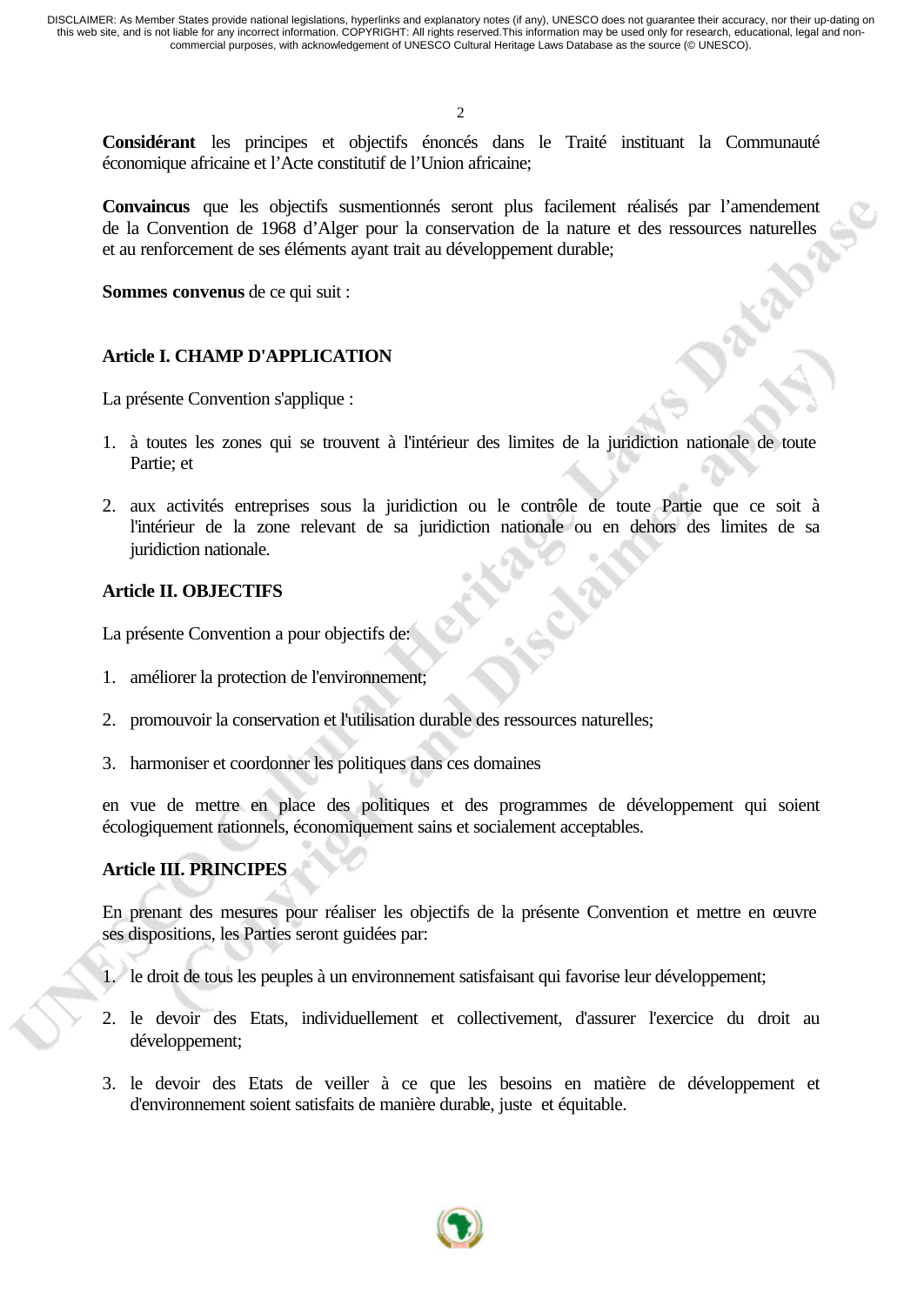**Considérant** les principes et objectifs énoncés dans le Traité instituant la Communauté économique africaine et l'Acte constitutif de l'Union africaine;

**Convaincus** que les objectifs susmentionnés seront plus facilement réalisés par l'amendement de la Convention de 1968 d'Alger pour la conservation de la nature et des ressources naturelles et au renforcement de ses éléments ayant trait au développement durable;

**Sommes convenus** de ce qui suit :

## Article I. CHAMP D'APPLICATION

La présente Convention s'applique :

1. à toutes les zones qui se trouvent à l'intérieur des limites de la juridiction nationale de toute Partie; et

2. aux activités entreprises sous la juridiction ou le contrôle de toute Partie que ce soit à l'intérieur de la zone relevant de sa juridiction nationale ou en dehors des limites de sa juridiction nationale.

## Article II. OBJECTIFS

La présente Convention a pour objectifs de:

1. améliorer la protection de l'environnement;

2. promouvoir la conservation et l'utilisation durable des ressources naturelles;

3. harmoniser et coordonner les politiques dans ces domaines

en vue de mettre en place des politiques et des programmes de développement qui soient écologiquement rationnels, économiquement sains et socialement acceptables.

## Article III. PRINCIPES

En prenant des mesures pour réaliser les objectifs de la présente Convention et mettre en œuvre ses dispositions, les Parties seront guidées par:

1. le droit de tous les peuples à un environnement satisfaisant qui favorise leur développement;

2. le devoir des Etats, individuellement et collectivement, d'assurer l'exercice du droit au développement;

3. le devoir des Etats de veiller à ce que les besoins en matière de développement et d'environnement soient satisfaits de manière durable, juste et équitable.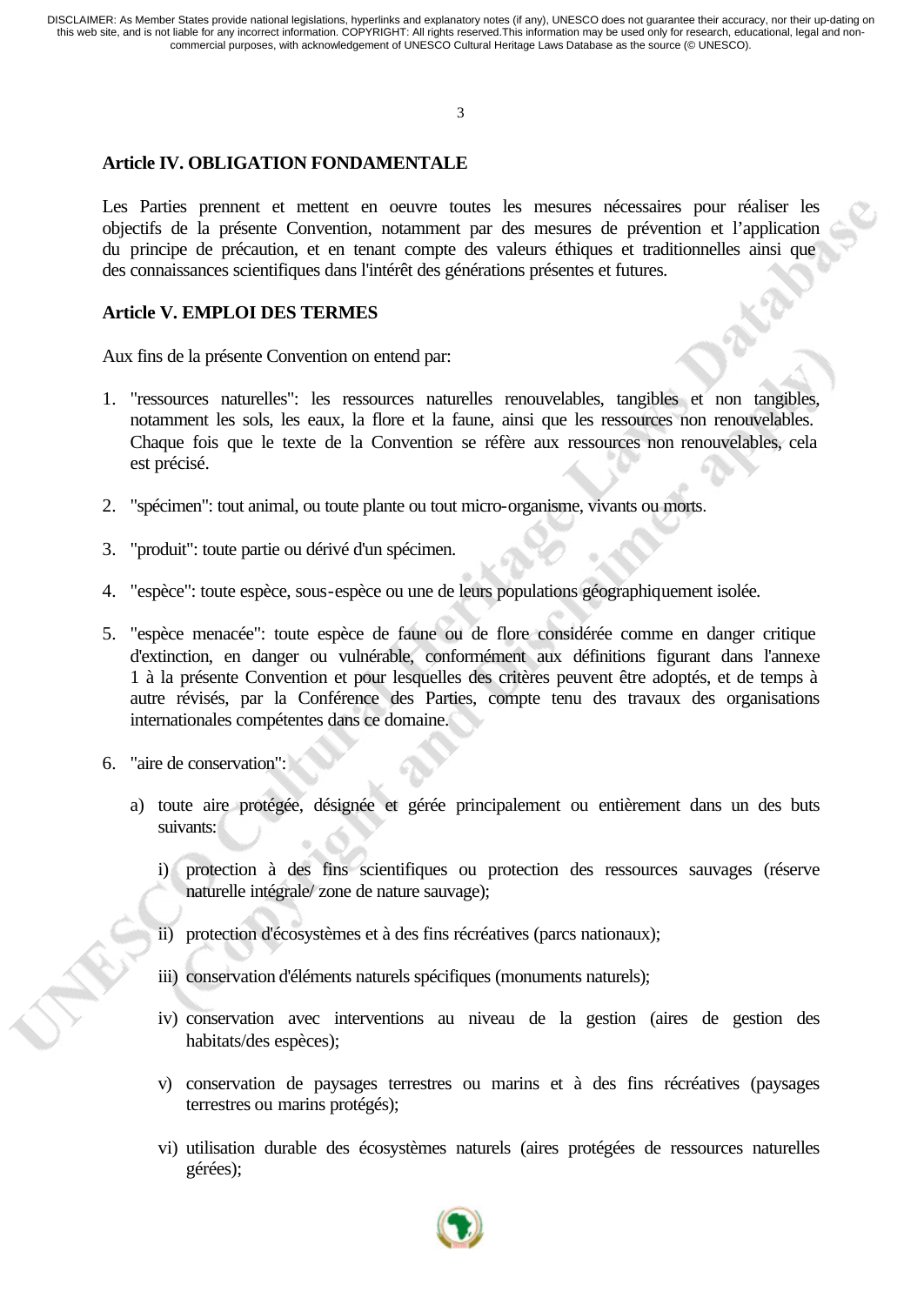**Article IV. OBLIGATION FONDAMENTALE**

Les Parties prennent et mettent en oeuvre toutes les mesures nécessaires pour réaliser les objectifs de la présente Convention, notamment par des mesures de prévention et l'application du principe de précaution, et en tenant compte des valeurs éthiques et traditionnelles ainsi que des connaissances scientifiques dans l'intérêt des générations présentes et futures.

**Article V. EMPLOI DES TERMES**

Aux fins de la présente Convention on entend par:

1. "ressources naturelles": les ressources naturelles renouvelables, tangibles et non tangibles, notamment les sols, les eaux, la flore et la faune, ainsi que les ressources non renouvelables. Chaque fois que le texte de la Convention se réfère aux ressources non renouvelables, cela est précisé.

2. "spécimen": tout animal, ou toute plante ou tout micro-organisme, vivants ou morts.

3. "produit": toute partie ou dérivé d'un spécimen.

4. "espèce": toute espèce, sous-espèce ou une de leurs populations géographiquement isolée.

5. "espèce menacée": toute espèce de faune ou de flore considérée comme en danger critique d'extinction, en danger ou vulnérable, conformément aux définitions figurant dans l'annexe 1 à la présente Convention et pour lesquelles des critères peuvent être adoptés, et de temps à autre révisés, par la Conférence des Parties, compte tenu des travaux des organisations internationales compétentes dans ce domaine.

6. "aire de conservation":

   a) toute aire protégée, désignée et gérée principalement ou entièrement dans un des buts suivants:

      i) protection à des fins scientifiques ou protection des ressources sauvages (réserve naturelle intégrale/ zone de nature sauvage);

      ii) protection d'écosystèmes et à des fins récréatives (parcs nationaux);

      iii) conservation d'éléments naturels spécifiques (monuments naturels);

      iv) conservation avec interventions au niveau de la gestion (aires de gestion des habitats/des espèces);

      v) conservation de paysages terrestres ou marins et à des fins récréatives (paysages terrestres ou marins protégés);

      vi) utilisation durable des écosystèmes naturels (aires protégées de ressources naturelles gérées);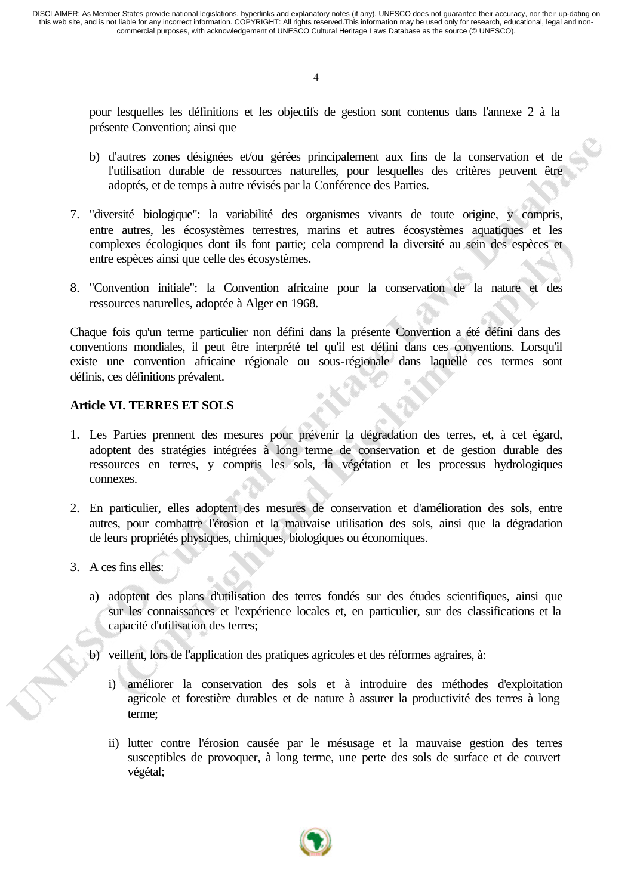pour lesquelles les définitions et les objectifs de gestion sont contenus dans l'annexe 2 à la présente Convention; ainsi que

b) d'autres zones désignées et/ou gérées principalement aux fins de la conservation et de l'utilisation durable de ressources naturelles, pour lesquelles des critères peuvent être adoptés, et de temps à autre révisés par la Conférence des Parties.

7. "diversité biologique": la variabilité des organismes vivants de toute origine, y compris, entre autres, les écosystèmes terrestres, marins et autres écosystèmes aquatiques et les complexes écologiques dont ils font partie; cela comprend la diversité au sein des espèces et entre espèces ainsi que celle des écosystèmes.

8. "Convention initiale": la Convention africaine pour la conservation de la nature et des ressources naturelles, adoptée à Alger en 1968.

Chaque fois qu'un terme particulier non défini dans la présente Convention a été défini dans des conventions mondiales, il peut être interprété tel qu'il est défini dans ces conventions. Lorsqu'il existe une convention africaine régionale ou sous-régionale dans laquelle ces termes sont définis, ces définitions prévalent.

**Article VI. TERRES ET SOLS**

1. Les Parties prennent des mesures pour prévenir la dégradation des terres, et, à cet égard, adoptent des stratégies intégrées à long terme de conservation et de gestion durable des ressources en terres, y compris les sols, la végétation et les processus hydrologiques connexes.

2. En particulier, elles adoptent des mesures de conservation et d'amélioration des sols, entre autres, pour combattre l'érosion et la mauvaise utilisation des sols, ainsi que la dégradation de leurs propriétés physiques, chimiques, biologiques ou économiques.

3. A ces fins elles:

   a) adoptent des plans d'utilisation des terres fondés sur des études scientifiques, ainsi que sur les connaissances et l'expérience locales et, en particulier, sur des classifications et la capacité d'utilisation des terres;

   b) veillent, lors de l'application des pratiques agricoles et des réformes agraires, à:

      i) améliorer la conservation des sols et à introduire des méthodes d'exploitation agricole et forestière durables et de nature à assurer la productivité des terres à long terme;

      ii) lutter contre l'érosion causée par le mésusage et la mauvaise gestion des terres susceptibles de provoquer, à long terme, une perte des sols de surface et de couvert végétal;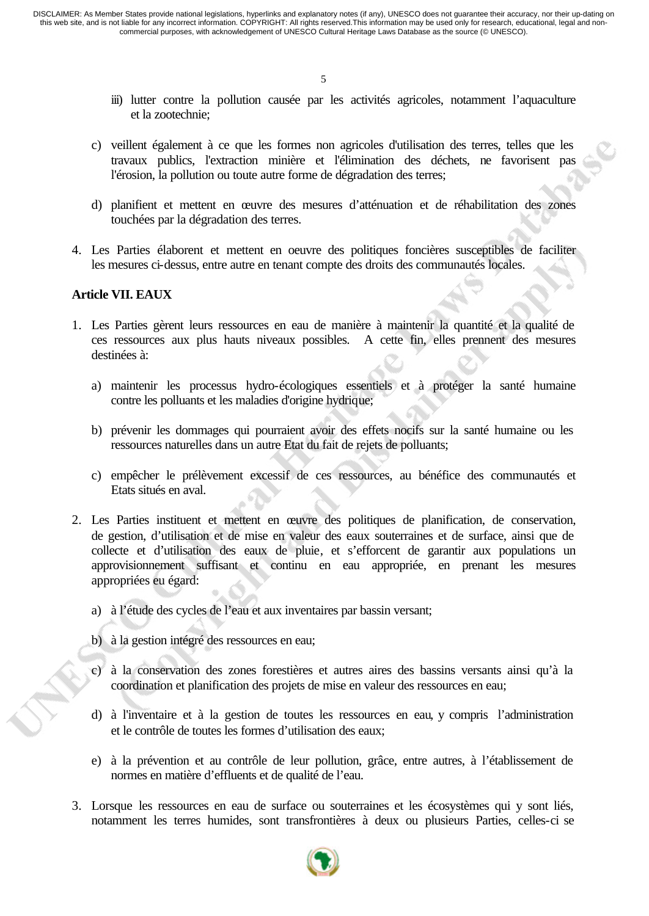iii) lutter contre la pollution causée par les activités agricoles, notamment l'aquaculture et la zootechnie;

c) veillent également à ce que les formes non agricoles d'utilisation des terres, telles que les travaux publics, l'extraction minière et l'élimination des déchets, ne favorisent pas l'érosion, la pollution ou toute autre forme de dégradation des terres;

d) planifient et mettent en œuvre des mesures d'atténuation et de réhabilitation des zones touchées par la dégradation des terres.

4. Les Parties élaborent et mettent en oeuvre des politiques foncières susceptibles de faciliter les mesures ci-dessus, entre autre en tenant compte des droits des communautés locales.

**Article VII. EAUX**

1. Les Parties gèrent leurs ressources en eau de manière à maintenir la quantité et la qualité de ces ressources aux plus hauts niveaux possibles. A cette fin, elles prennent des mesures destinées à:

   a) maintenir les processus hydro-écologiques essentiels et à protéger la santé humaine contre les polluants et les maladies d'origine hydrique;

   b) prévenir les dommages qui pourraient avoir des effets nocifs sur la santé humaine ou les ressources naturelles dans un autre Etat du fait de rejets de polluants;

   c) empêcher le prélèvement excessif de ces ressources, au bénéfice des communautés et Etats situés en aval.

2. Les Parties instituent et mettent en œuvre des politiques de planification, de conservation, de gestion, d'utilisation et de mise en valeur des eaux souterraines et de surface, ainsi que de collecte et d'utilisation des eaux de pluie, et s'efforcent de garantir aux populations un approvisionnement suffisant et continu en eau appropriée, en prenant les mesures appropriées eu égard:

   a) à l'étude des cycles de l'eau et aux inventaires par bassin versant;

   b) à la gestion intégré des ressources en eau;

   c) à la conservation des zones forestières et autres aires des bassins versants ainsi qu'à la coordination et planification des projets de mise en valeur des ressources en eau;

   d) à l'inventaire et à la gestion de toutes les ressources en eau, y compris l'administration et le contrôle de toutes les formes d'utilisation des eaux;

   e) à la prévention et au contrôle de leur pollution, grâce, entre autres, à l'établissement de normes en matière d'effluents et de qualité de l'eau.

3. Lorsque les ressources en eau de surface ou souterraines et les écosystèmes qui y sont liés, notamment les terres humides, sont transfrontières à deux ou plusieurs Parties, celles-ci se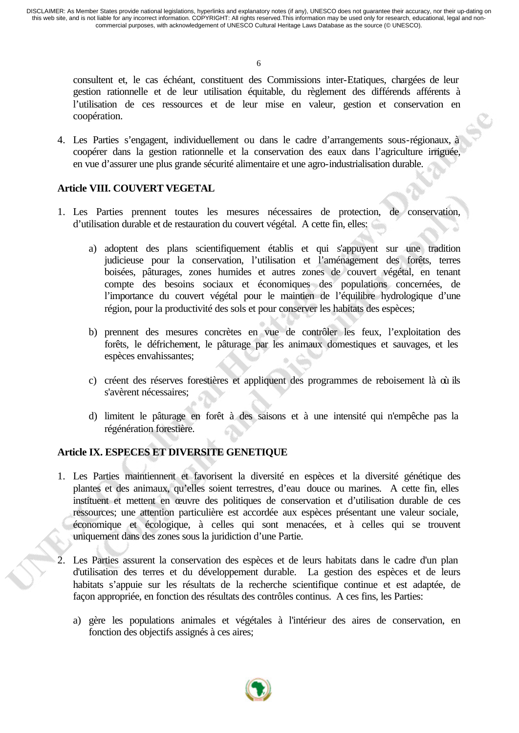consultent et, le cas échéant, constituent des Commissions inter-Etatiques, chargées de leur gestion rationnelle et de leur utilisation équitable, du règlement des différends afférents à l'utilisation de ces ressources et de leur mise en valeur, gestion et conservation en coopération.

4. Les Parties s'engagent, individuellement ou dans le cadre d'arrangements sous-régionaux, à coopérer dans la gestion rationnelle et la conservation des eaux dans l'agriculture irriguée, en vue d'assurer une plus grande sécurité alimentaire et une agro-industrialisation durable.

**Article VIII. COUVERT VEGETAL**

1. Les Parties prennent toutes les mesures nécessaires de protection, de conservation, d'utilisation durable et de restauration du couvert végétal. A cette fin, elles:

    a) adoptent des plans scientifiquement établis et qui s'appuyent sur une tradition judicieuse pour la conservation, l'utilisation et l'aménagement des forêts, terres boisées, pâturages, zones humides et autres zones de couvert végétal, en tenant compte des besoins sociaux et économiques des populations concernées, de l'importance du couvert végétal pour le maintien de l'équilibre hydrologique d'une région, pour la productivité des sols et pour conserver les habitats des espèces;

    b) prennent des mesures concrètes en vue de contrôler les feux, l'exploitation des forêts, le défrichement, le pâturage par les animaux domestiques et sauvages, et les espèces envahissantes;

    c) créent des réserves forestières et appliquent des programmes de reboisement là où ils s'avèrent nécessaires;

    d) limitent le pâturage en forêt à des saisons et à une intensité qui n'empêche pas la régénération forestière.

**Article IX. ESPECES ET DIVERSITE GENETIQUE**

1. Les Parties maintiennent et favorisent la diversité en espèces et la diversité génétique des plantes et des animaux, qu'elles soient terrestres, d'eau douce ou marines. A cette fin, elles instituent et mettent en œuvre des politiques de conservation et d'utilisation durable de ces ressources; une attention particulière est accordée aux espèces présentant une valeur sociale, économique et écologique, à celles qui sont menacées, et à celles qui se trouvent uniquement dans des zones sous la juridiction d'une Partie.

2. Les Parties assurent la conservation des espèces et de leurs habitats dans le cadre d'un plan d'utilisation des terres et du développement durable. La gestion des espèces et de leurs habitats s'appuie sur les résultats de la recherche scientifique continue et est adaptée, de façon appropriée, en fonction des résultats des contrôles continus. A ces fins, les Parties:

    a) gère les populations animales et végétales à l'intérieur des aires de conservation, en fonction des objectifs assignés à ces aires;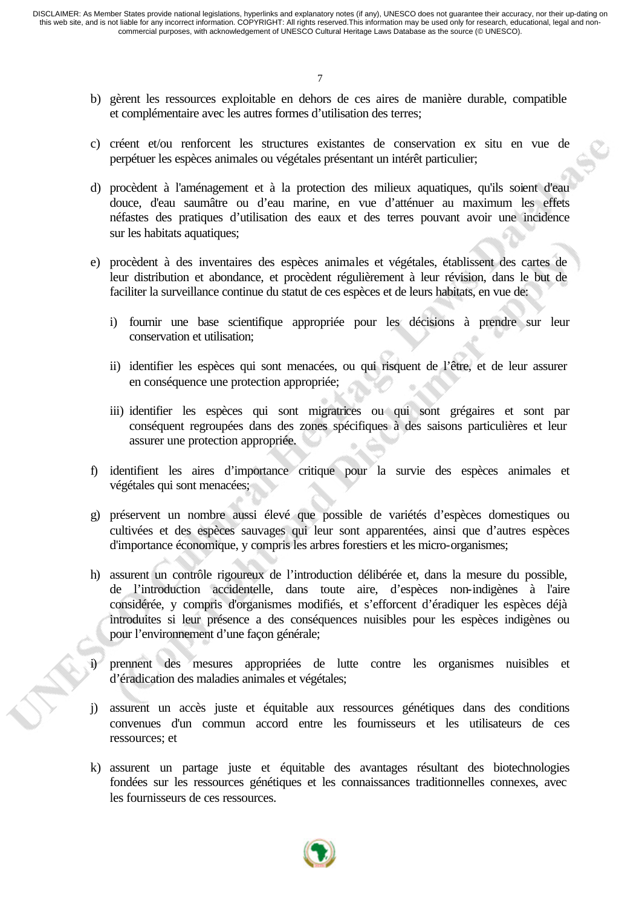b) gèrent les ressources exploitable en dehors de ces aires de manière durable, compatible et complémentaire avec les autres formes d'utilisation des terres;

c) créent et/ou renforcent les structures existantes de conservation ex situ en vue de perpétuer les espèces animales ou végétales présentant un intérêt particulier;

d) procèdent à l'aménagement et à la protection des milieux aquatiques, qu'ils soient d'eau douce, d'eau saumâtre ou d'eau marine, en vue d'atténuer au maximum les effets néfastes des pratiques d'utilisation des eaux et des terres pouvant avoir une incidence sur les habitats aquatiques;

e) procèdent à des inventaires des espèces animales et végétales, établissent des cartes de leur distribution et abondance, et procèdent régulièrement à leur révision, dans le but de faciliter la surveillance continue du statut de ces espèces et de leurs habitats, en vue de:

   i) fournir une base scientifique appropriée pour les décisions à prendre sur leur conservation et utilisation;

   ii) identifier les espèces qui sont menacées, ou qui risquent de l'être, et de leur assurer en conséquence une protection appropriée;

   iii) identifier les espèces qui sont migratrices ou qui sont grégaires et sont par conséquent regroupées dans des zones spécifiques à des saisons particulières et leur assurer une protection appropriée.

f) identifient les aires d'importance critique pour la survie des espèces animales et végétales qui sont menacées;

g) préservent un nombre aussi élevé que possible de variétés d'espèces domestiques ou cultivées et des espèces sauvages qui leur sont apparentées, ainsi que d'autres espèces d'importance économique, y compris les arbres forestiers et les micro-organismes;

h) assurent un contrôle rigoureux de l'introduction délibérée et, dans la mesure du possible, de l'introduction accidentelle, dans toute aire, d'espèces non-indigènes à l'aire considérée, y compris d'organismes modifiés, et s'efforcent d'éradiquer les espèces déjà introduites si leur présence a des conséquences nuisibles pour les espèces indigènes ou pour l'environnement d'une façon générale;

i) prennent des mesures appropriées de lutte contre les organismes nuisibles et d'éradication des maladies animales et végétales;

j) assurent un accès juste et équitable aux ressources génétiques dans des conditions convenues d'un commun accord entre les fournisseurs et les utilisateurs de ces ressources; et

k) assurent un partage juste et équitable des avantages résultant des biotechnologies fondées sur les ressources génétiques et les connaissances traditionnelles connexes, avec les fournisseurs de ces ressources.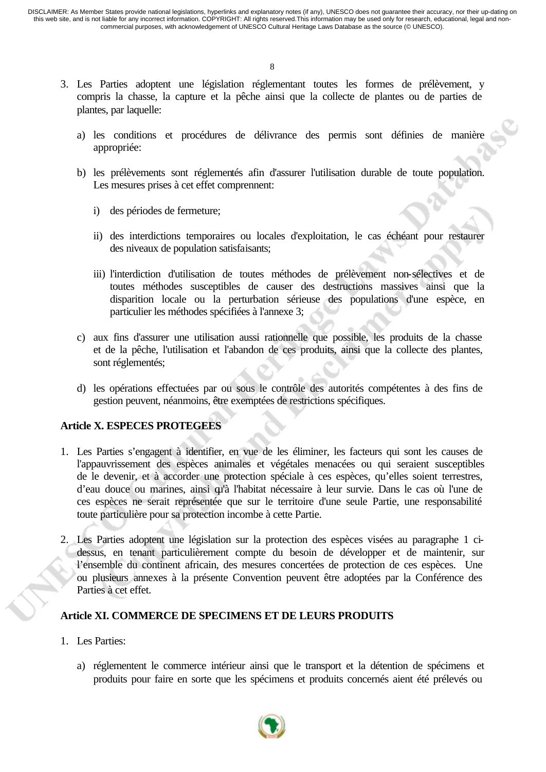3. Les Parties adoptent une législation réglementant toutes les formes de prélèvement, y compris la chasse, la capture et la pêche ainsi que la collecte de plantes ou de parties de plantes, par laquelle:

   a) les conditions et procédures de délivrance des permis sont définies de manière appropriée:

   b) les prélèvements sont réglementés afin d'assurer l'utilisation durable de toute population. Les mesures prises à cet effet comprennent:

      i) des périodes de fermeture;

      ii) des interdictions temporaires ou locales d'exploitation, le cas échéant pour restaurer des niveaux de population satisfaisants;

      iii) l'interdiction d'utilisation de toutes méthodes de prélèvement non-sélectives et de toutes méthodes susceptibles de causer des destructions massives ainsi que la disparition locale ou la perturbation sérieuse des populations d'une espèce, en particulier les méthodes spécifiées à l'annexe 3;

   c) aux fins d'assurer une utilisation aussi rationnelle que possible, les produits de la chasse et de la pêche, l'utilisation et l'abandon de ces produits, ainsi que la collecte des plantes, sont réglementés;

   d) les opérations effectuées par ou sous le contrôle des autorités compétentes à des fins de gestion peuvent, néanmoins, être exemptées de restrictions spécifiques.

**Article X. ESPECES PROTEGEES**

1. Les Parties s'engagent à identifier, en vue de les éliminer, les facteurs qui sont les causes de l'appauvrissement des espèces animales et végétales menacées ou qui seraient susceptibles de le devenir, et à accorder une protection spéciale à ces espèces, qu'elles soient terrestres, d'eau douce ou marines, ainsi qu'à l'habitat nécessaire à leur survie. Dans le cas où l'une de ces espèces ne serait représentée que sur le territoire d'une seule Partie, une responsabilité toute particulière pour sa protection incombe à cette Partie.

2. Les Parties adoptent une législation sur la protection des espèces visées au paragraphe 1 ci-dessus, en tenant particulièrement compte du besoin de développer et de maintenir, sur l'ensemble du continent africain, des mesures concertées de protection de ces espèces. Une ou plusieurs annexes à la présente Convention peuvent être adoptées par la Conférence des Parties à cet effet.

**Article XI. COMMERCE DE SPECIMENS ET DE LEURS PRODUITS**

1. Les Parties:

   a) réglementent le commerce intérieur ainsi que le transport et la détention de spécimens et produits pour faire en sorte que les spécimens et produits concernés aient été prélevés ou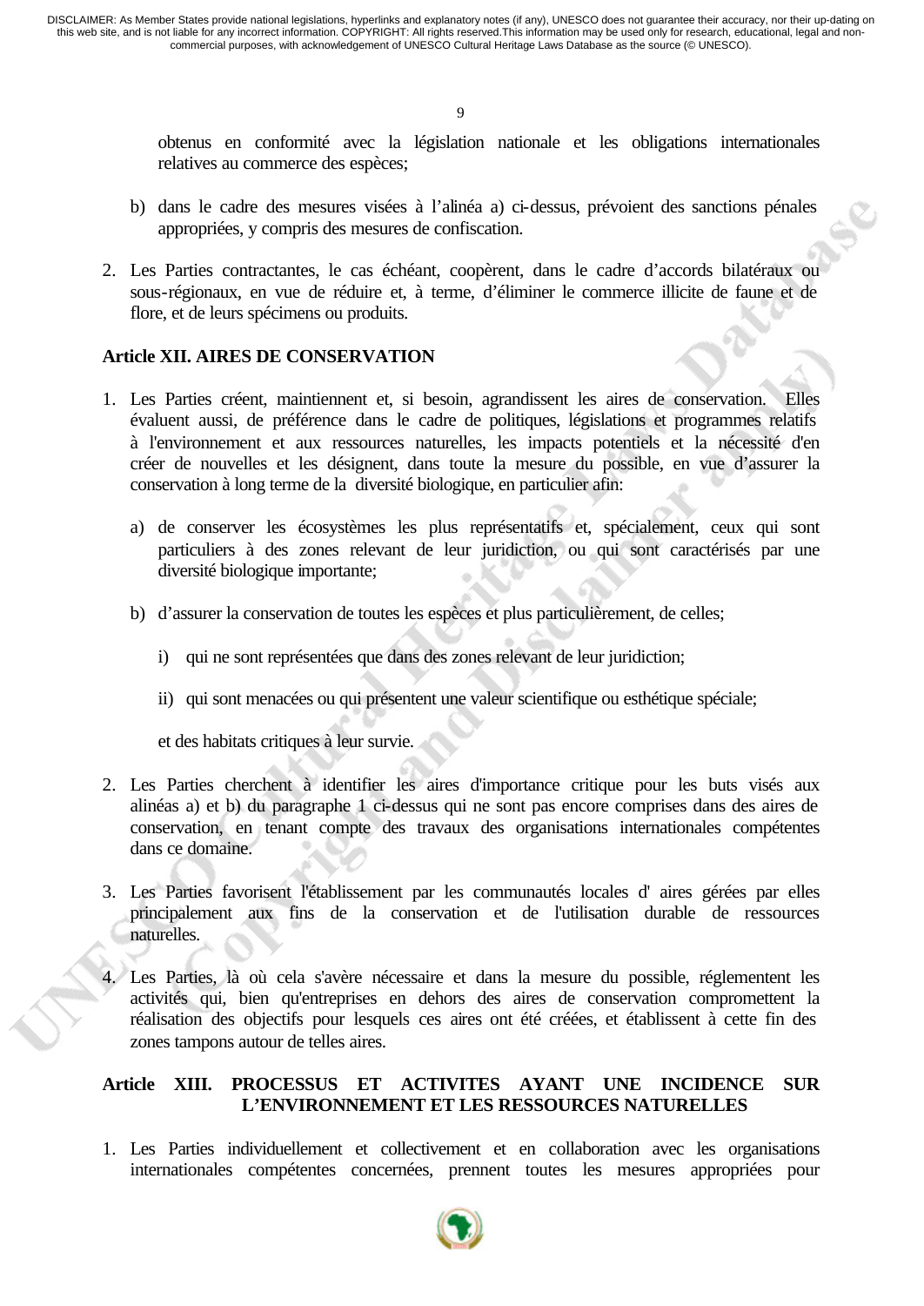obtenus en conformité avec la législation nationale et les obligations internationales relatives au commerce des espèces;

b) dans le cadre des mesures visées à l'alinéa a) ci-dessus, prévoient des sanctions pénales appropriées, y compris des mesures de confiscation.

2. Les Parties contractantes, le cas échéant, coopèrent, dans le cadre d'accords bilatéraux ou sous-régionaux, en vue de réduire et, à terme, d'éliminer le commerce illicite de faune et de flore, et de leurs spécimens ou produits.

**Article XII. AIRES DE CONSERVATION**

1. Les Parties créent, maintiennent et, si besoin, agrandissent les aires de conservation. Elles évaluent aussi, de préférence dans le cadre de politiques, législations et programmes relatifs à l'environnement et aux ressources naturelles, les impacts potentiels et la nécessité d'en créer de nouvelles et les désignent, dans toute la mesure du possible, en vue d'assurer la conservation à long terme de la diversité biologique, en particulier afin:

   a) de conserver les écosystèmes les plus représentatifs et, spécialement, ceux qui sont particuliers à des zones relevant de leur juridiction, ou qui sont caractérisés par une diversité biologique importante;

   b) d'assurer la conservation de toutes les espèces et plus particulièrement, de celles;

      i) qui ne sont représentées que dans des zones relevant de leur juridiction;

      ii) qui sont menacées ou qui présentent une valeur scientifique ou esthétique spéciale;

   et des habitats critiques à leur survie.

2. Les Parties cherchent à identifier les aires d'importance critique pour les buts visés aux alinéas a) et b) du paragraphe 1 ci-dessus qui ne sont pas encore comprises dans des aires de conservation, en tenant compte des travaux des organisations internationales compétentes dans ce domaine.

3. Les Parties favorisent l'établissement par les communautés locales d' aires gérées par elles principalement aux fins de la conservation et de l'utilisation durable de ressources naturelles.

4. Les Parties, là où cela s'avère nécessaire et dans la mesure du possible, réglementent les activités qui, bien qu'entreprises en dehors des aires de conservation compromettent la réalisation des objectifs pour lesquels ces aires ont été créées, et établissent à cette fin des zones tampons autour de telles aires.

**Article XIII. PROCESSUS ET ACTIVITES AYANT UNE INCIDENCE SUR L'ENVIRONNEMENT ET LES RESSOURCES NATURELLES**

1. Les Parties individuellement et collectivement et en collaboration avec les organisations internationales compétentes concernées, prennent toutes les mesures appropriées pour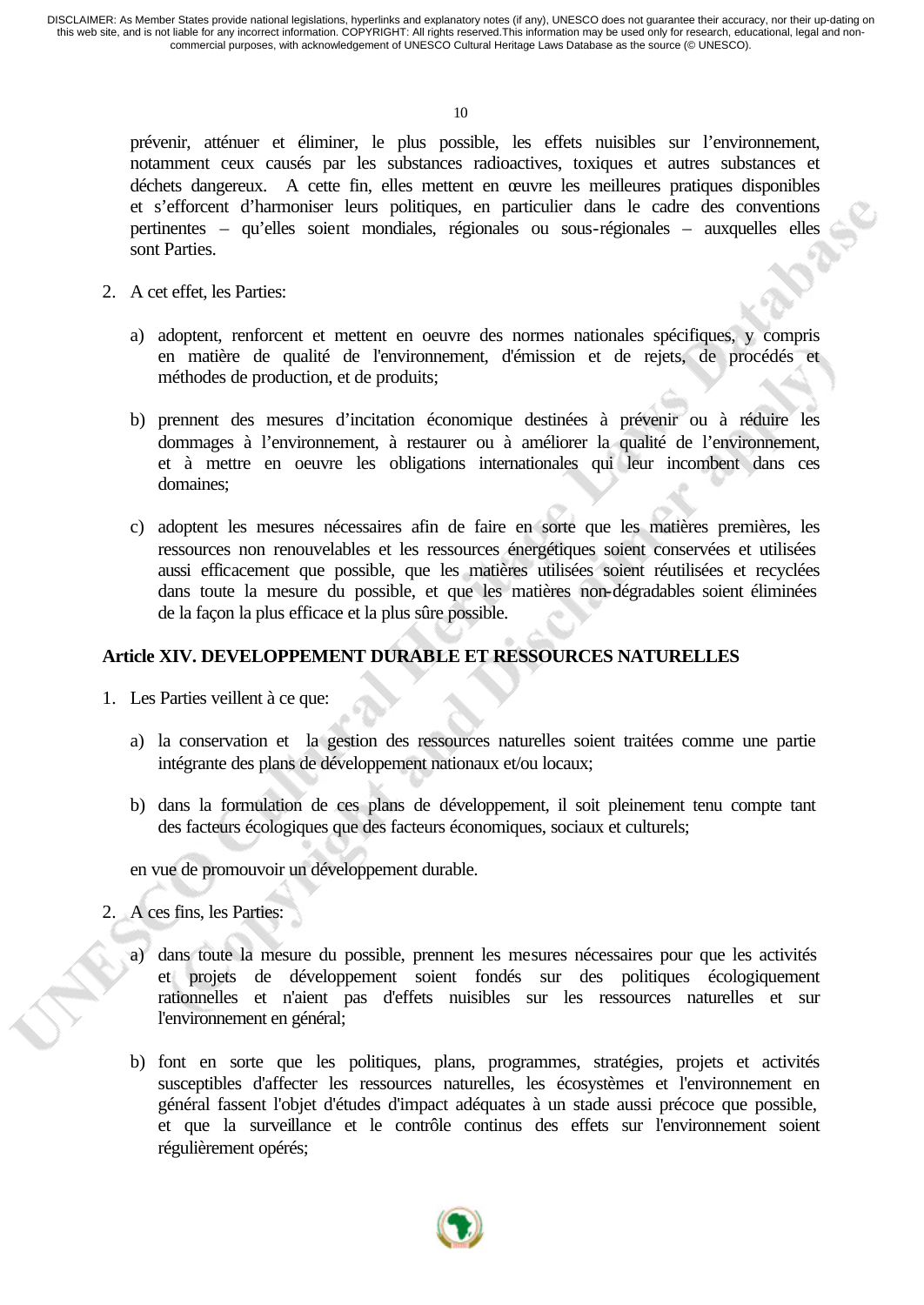prévenir, atténuer et éliminer, le plus possible, les effets nuisibles sur l'environnement, notamment ceux causés par les substances radioactives, toxiques et autres substances et déchets dangereux. A cette fin, elles mettent en œuvre les meilleures pratiques disponibles et s'efforcent d'harmoniser leurs politiques, en particulier dans le cadre des conventions pertinentes – qu'elles soient mondiales, régionales ou sous-régionales – auxquelles elles sont Parties.

2. A cet effet, les Parties:

   a) adoptent, renforcent et mettent en oeuvre des normes nationales spécifiques, y compris en matière de qualité de l'environnement, d'émission et de rejets, de procédés et méthodes de production, et de produits;

   b) prennent des mesures d'incitation économique destinées à prévenir ou à réduire les dommages à l'environnement, à restaurer ou à améliorer la qualité de l'environnement, et à mettre en oeuvre les obligations internationales qui leur incombent dans ces domaines;

   c) adoptent les mesures nécessaires afin de faire en sorte que les matières premières, les ressources non renouvelables et les ressources énergétiques soient conservées et utilisées aussi efficacement que possible, que les matières utilisées soient réutilisées et recyclées dans toute la mesure du possible, et que les matières non-dégradables soient éliminées de la façon la plus efficace et la plus sûre possible.

**Article XIV. DEVELOPPEMENT DURABLE ET RESSOURCES NATURELLES**

1. Les Parties veillent à ce que:

   a) la conservation et la gestion des ressources naturelles soient traitées comme une partie intégrante des plans de développement nationaux et/ou locaux;

   b) dans la formulation de ces plans de développement, il soit pleinement tenu compte tant des facteurs écologiques que des facteurs économiques, sociaux et culturels;

   en vue de promouvoir un développement durable.

2. A ces fins, les Parties:

   a) dans toute la mesure du possible, prennent les mesures nécessaires pour que les activités et projets de développement soient fondés sur des politiques écologiquement rationnelles et n'aient pas d'effets nuisibles sur les ressources naturelles et sur l'environnement en général;

   b) font en sorte que les politiques, plans, programmes, stratégies, projets et activités susceptibles d'affecter les ressources naturelles, les écosystèmes et l'environnement en général fassent l'objet d'études d'impact adéquates à un stade aussi précoce que possible, et que la surveillance et le contrôle continus des effets sur l'environnement soient régulièrement opérés;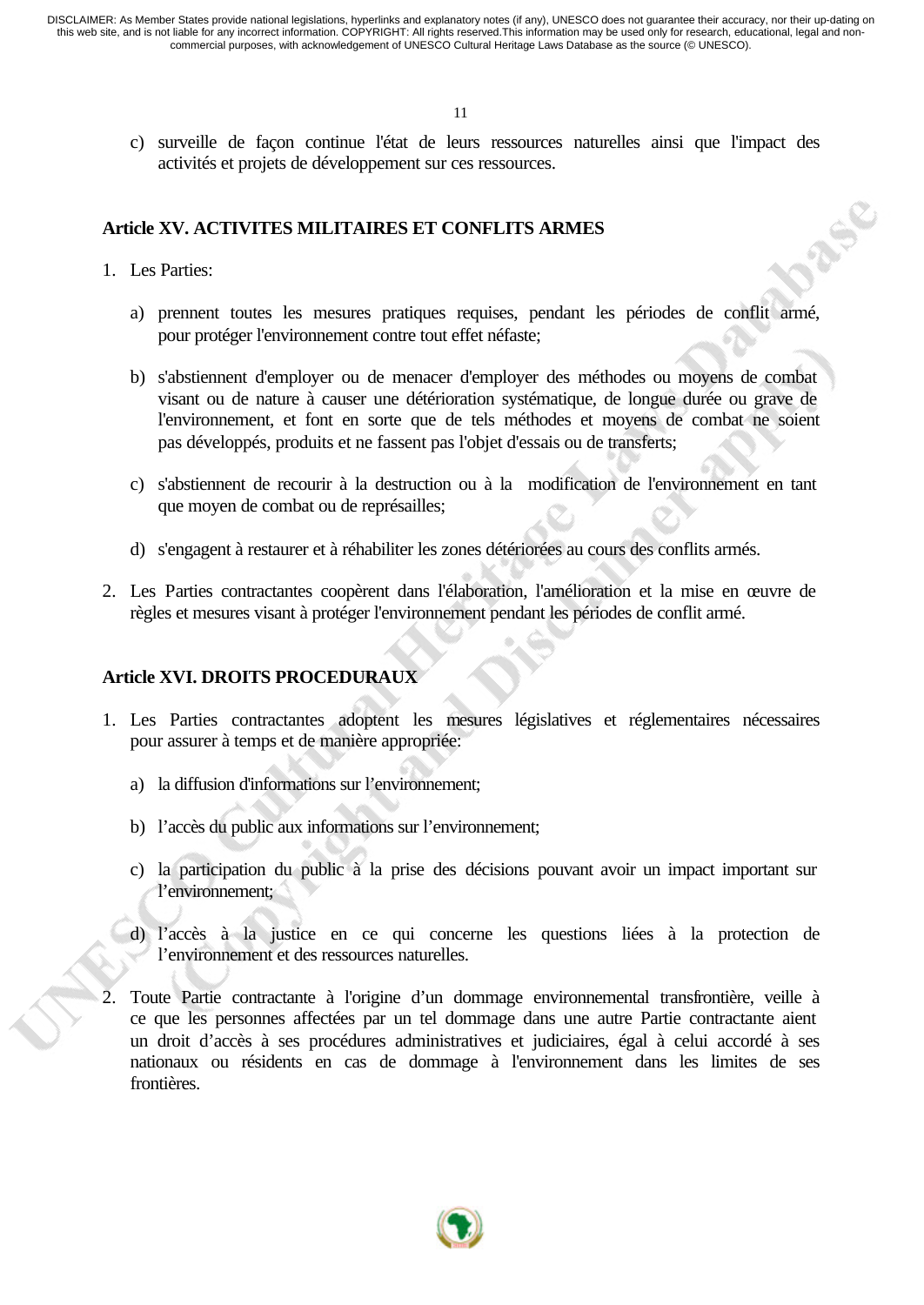c) surveille de façon continue l'état de leurs ressources naturelles ainsi que l'impact des activités et projets de développement sur ces ressources.

## Article XV. ACTIVITES MILITAIRES ET CONFLITS ARMES

1. Les Parties:

   a) prennent toutes les mesures pratiques requises, pendant les périodes de conflit armé, pour protéger l'environnement contre tout effet néfaste;

   b) s'abstiennent d'employer ou de menacer d'employer des méthodes ou moyens de combat visant ou de nature à causer une détérioration systématique, de longue durée ou grave de l'environnement, et font en sorte que de tels méthodes et moyens de combat ne soient pas développés, produits et ne fassent pas l'objet d'essais ou de transferts;

   c) s'abstiennent de recourir à la destruction ou à la modification de l'environnement en tant que moyen de combat ou de représailles;

   d) s'engagent à restaurer et à réhabiliter les zones détériorées au cours des conflits armés.

2. Les Parties contractantes coopèrent dans l'élaboration, l'amélioration et la mise en œuvre de règles et mesures visant à protéger l'environnement pendant les périodes de conflit armé.

## Article XVI. DROITS PROCEDURAUX

1. Les Parties contractantes adoptent les mesures législatives et réglementaires nécessaires pour assurer à temps et de manière appropriée:

   a) la diffusion d'informations sur l'environnement;

   b) l'accès du public aux informations sur l'environnement;

   c) la participation du public à la prise des décisions pouvant avoir un impact important sur l'environnement;

   d) l'accès à la justice en ce qui concerne les questions liées à la protection de l'environnement et des ressources naturelles.

2. Toute Partie contractante à l'origine d'un dommage environnemental transfrontière, veille à ce que les personnes affectées par un tel dommage dans une autre Partie contractante aient un droit d'accès à ses procédures administratives et judiciaires, égal à celui accordé à ses nationaux ou résidents en cas de dommage à l'environnement dans les limites de ses frontières.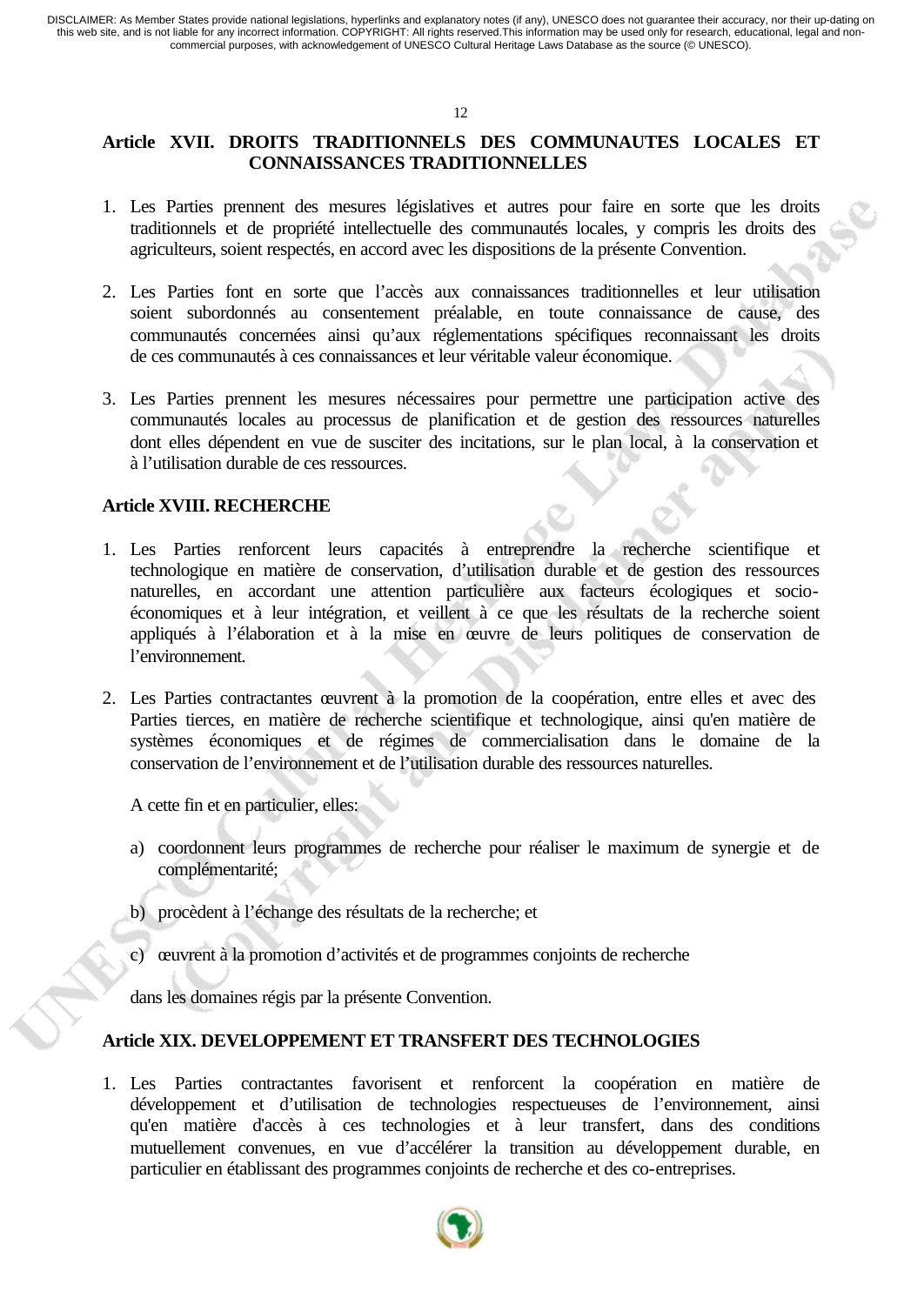## Article XVII. DROITS TRADITIONNELS DES COMMUNAUTES LOCALES ET CONNAISSANCES TRADITIONNELLES

1. Les Parties prennent des mesures législatives et autres pour faire en sorte que les droits traditionnels et de propriété intellectuelle des communautés locales, y compris les droits des agriculteurs, soient respectés, en accord avec les dispositions de la présente Convention.

2. Les Parties font en sorte que l'accès aux connaissances traditionnelles et leur utilisation soient subordonnés au consentement préalable, en toute connaissance de cause, des communautés concernées ainsi qu'aux réglementations spécifiques reconnaissant les droits de ces communautés à ces connaissances et leur véritable valeur économique.

3. Les Parties prennent les mesures nécessaires pour permettre une participation active des communautés locales au processus de planification et de gestion des ressources naturelles dont elles dépendent en vue de susciter des incitations, sur le plan local, à la conservation et à l'utilisation durable de ces ressources.

## Article XVIII. RECHERCHE

1. Les Parties renforcent leurs capacités à entreprendre la recherche scientifique et technologique en matière de conservation, d'utilisation durable et de gestion des ressources naturelles, en accordant une attention particulière aux facteurs écologiques et socio-économiques et à leur intégration, et veillent à ce que les résultats de la recherche soient appliqués à l'élaboration et à la mise en œuvre de leurs politiques de conservation de l'environnement.

2. Les Parties contractantes œuvrent à la promotion de la coopération, entre elles et avec des Parties tierces, en matière de recherche scientifique et technologique, ainsi qu'en matière de systèmes économiques et de régimes de commercialisation dans le domaine de la conservation de l'environnement et de l'utilisation durable des ressources naturelles.

   A cette fin et en particulier, elles:

   a) coordonnent leurs programmes de recherche pour réaliser le maximum de synergie et de complémentarité;

   b) procèdent à l'échange des résultats de la recherche; et

   c) œuvrent à la promotion d'activités et de programmes conjoints de recherche

   dans les domaines régis par la présente Convention.

## Article XIX. DEVELOPPEMENT ET TRANSFERT DES TECHNOLOGIES

1. Les Parties contractantes favorisent et renforcent la coopération en matière de développement et d'utilisation de technologies respectueuses de l'environnement, ainsi qu'en matière d'accès à ces technologies et à leur transfert, dans des conditions mutuellement convenues, en vue d'accélérer la transition au développement durable, en particulier en établissant des programmes conjoints de recherche et des co-entreprises.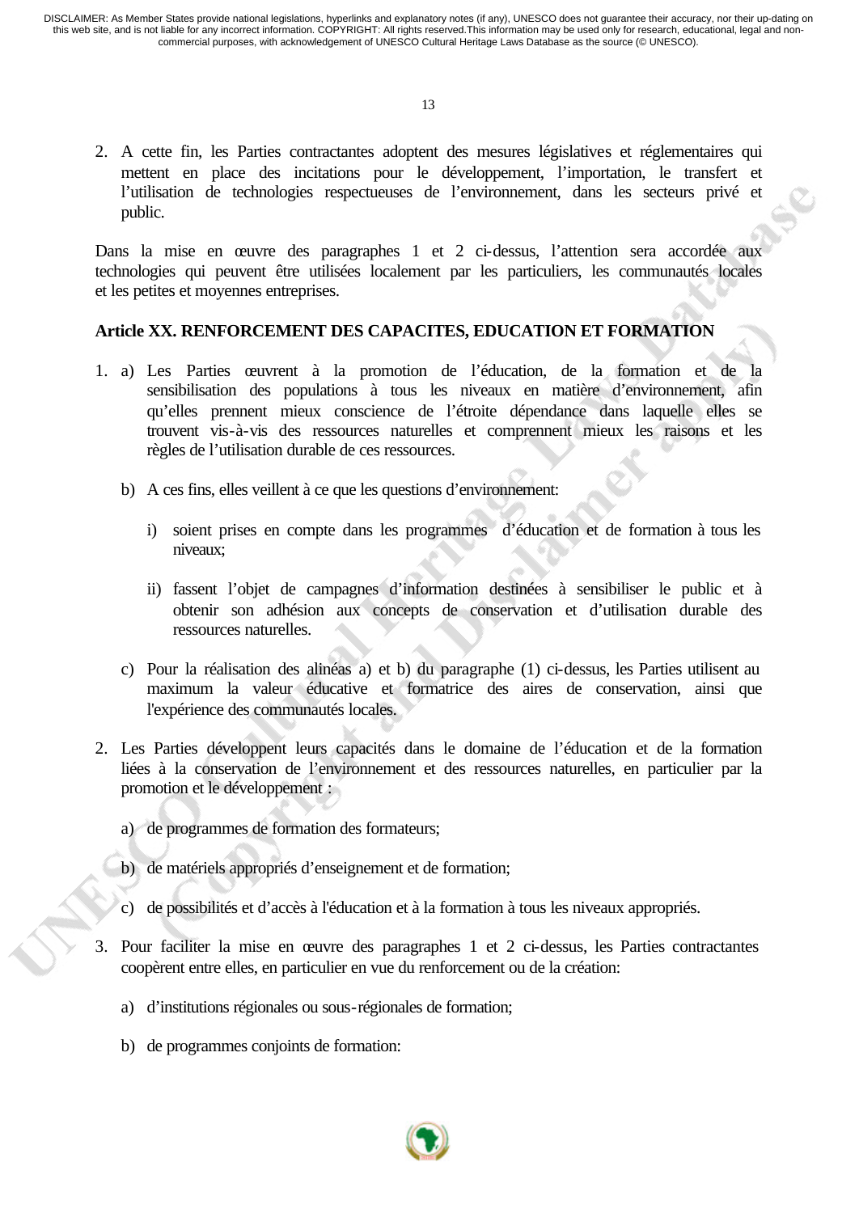2. A cette fin, les Parties contractantes adoptent des mesures législatives et réglementaires qui mettent en place des incitations pour le développement, l'importation, le transfert et l'utilisation de technologies respectueuses de l'environnement, dans les secteurs privé et public.

Dans la mise en œuvre des paragraphes 1 et 2 ci-dessus, l'attention sera accordée aux technologies qui peuvent être utilisées localement par les particuliers, les communautés locales et les petites et moyennes entreprises.

**Article XX. RENFORCEMENT DES CAPACITES, EDUCATION ET FORMATION**

1. a) Les Parties œuvrent à la promotion de l'éducation, de la formation et de la sensibilisation des populations à tous les niveaux en matière d'environnement, afin qu'elles prennent mieux conscience de l'étroite dépendance dans laquelle elles se trouvent vis-à-vis des ressources naturelles et comprennent mieux les raisons et les règles de l'utilisation durable de ces ressources.

   b) A ces fins, elles veillent à ce que les questions d'environnement:

      i) soient prises en compte dans les programmes d'éducation et de formation à tous les niveaux;

      ii) fassent l'objet de campagnes d'information destinées à sensibiliser le public et à obtenir son adhésion aux concepts de conservation et d'utilisation durable des ressources naturelles.

   c) Pour la réalisation des alinéas a) et b) du paragraphe (1) ci-dessus, les Parties utilisent au maximum la valeur éducative et formatrice des aires de conservation, ainsi que l'expérience des communautés locales.

2. Les Parties développent leurs capacités dans le domaine de l'éducation et de la formation liées à la conservation de l'environnement et des ressources naturelles, en particulier par la promotion et le développement :

   a) de programmes de formation des formateurs;

   b) de matériels appropriés d'enseignement et de formation;

   c) de possibilités et d'accès à l'éducation et à la formation à tous les niveaux appropriés.

3. Pour faciliter la mise en œuvre des paragraphes 1 et 2 ci-dessus, les Parties contractantes coopèrent entre elles, en particulier en vue du renforcement ou de la création:

   a) d'institutions régionales ou sous-régionales de formation;

   b) de programmes conjoints de formation: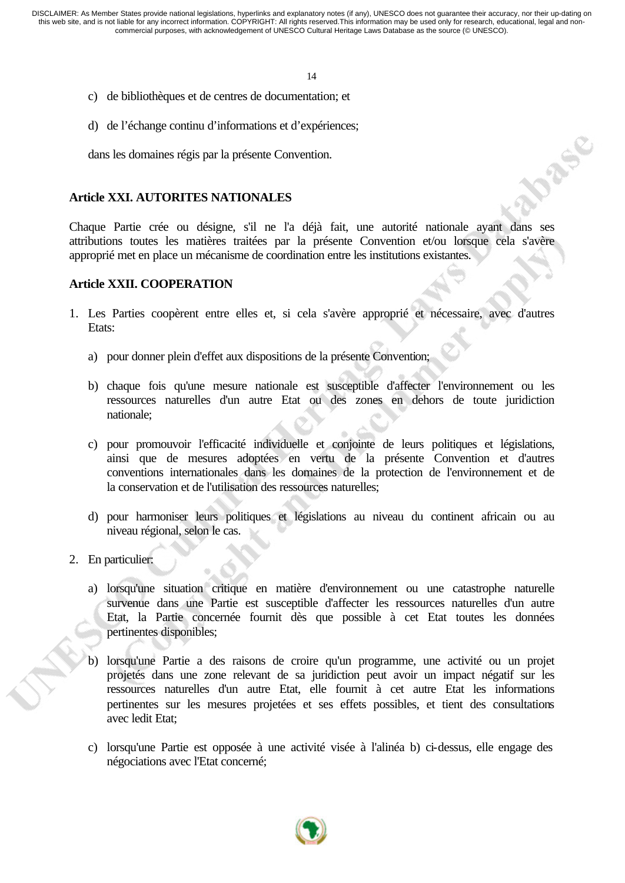c) de bibliothèques et de centres de documentation; et

d) de l'échange continu d'informations et d'expériences;

dans les domaines régis par la présente Convention.

**Article XXI. AUTORITES NATIONALES**

Chaque Partie crée ou désigne, s'il ne l'a déjà fait, une autorité nationale ayant dans ses attributions toutes les matières traitées par la présente Convention et/ou lorsque cela s'avère approprié met en place un mécanisme de coordination entre les institutions existantes.

**Article XXII. COOPERATION**

1. Les Parties coopèrent entre elles et, si cela s'avère approprié et nécessaire, avec d'autres Etats:

   a) pour donner plein d'effet aux dispositions de la présente Convention;

   b) chaque fois qu'une mesure nationale est susceptible d'affecter l'environnement ou les ressources naturelles d'un autre Etat ou des zones en dehors de toute juridiction nationale;

   c) pour promouvoir l'efficacité individuelle et conjointe de leurs politiques et législations, ainsi que de mesures adoptées en vertu de la présente Convention et d'autres conventions internationales dans les domaines de la protection de l'environnement et de la conservation et de l'utilisation des ressources naturelles;

   d) pour harmoniser leurs politiques et législations au niveau du continent africain ou au niveau régional, selon le cas.

2. En particulier:

   a) lorsqu'une situation critique en matière d'environnement ou une catastrophe naturelle survenue dans une Partie est susceptible d'affecter les ressources naturelles d'un autre Etat, la Partie concernée fournit dès que possible à cet Etat toutes les données pertinentes disponibles;

   b) lorsqu'une Partie a des raisons de croire qu'un programme, une activité ou un projet projetés dans une zone relevant de sa juridiction peut avoir un impact négatif sur les ressources naturelles d'un autre Etat, elle fournit à cet autre Etat les informations pertinentes sur les mesures projetées et ses effets possibles, et tient des consultations avec ledit Etat;

   c) lorsqu'une Partie est opposée à une activité visée à l'alinéa b) ci-dessus, elle engage des négociations avec l'Etat concerné;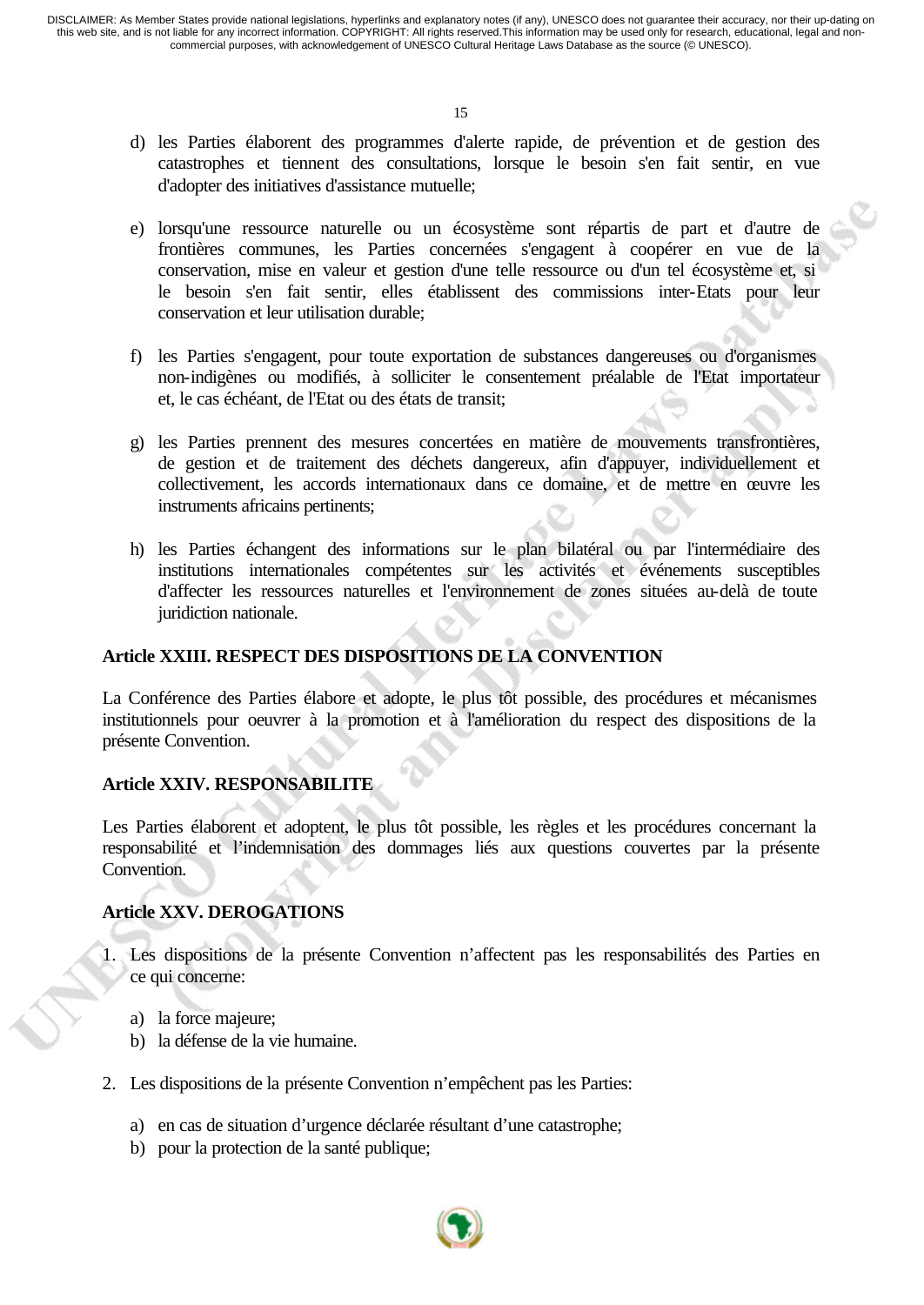d) les Parties élaborent des programmes d'alerte rapide, de prévention et de gestion des catastrophes et tiennent des consultations, lorsque le besoin s'en fait sentir, en vue d'adopter des initiatives d'assistance mutuelle;

e) lorsqu'une ressource naturelle ou un écosystème sont répartis de part et d'autre de frontières communes, les Parties concernées s'engagent à coopérer en vue de la conservation, mise en valeur et gestion d'une telle ressource ou d'un tel écosystème et, si le besoin s'en fait sentir, elles établissent des commissions inter-Etats pour leur conservation et leur utilisation durable;

f) les Parties s'engagent, pour toute exportation de substances dangereuses ou d'organismes non-indigènes ou modifiés, à solliciter le consentement préalable de l'Etat importateur et, le cas échéant, de l'Etat ou des états de transit;

g) les Parties prennent des mesures concertées en matière de mouvements transfrontières, de gestion et de traitement des déchets dangereux, afin d'appuyer, individuellement et collectivement, les accords internationaux dans ce domaine, et de mettre en œuvre les instruments africains pertinents;

h) les Parties échangent des informations sur le plan bilatéral ou par l'intermédiaire des institutions internationales compétentes sur les activités et événements susceptibles d'affecter les ressources naturelles et l'environnement de zones situées au-delà de toute juridiction nationale.

**Article XXIII. RESPECT DES DISPOSITIONS DE LA CONVENTION**

La Conférence des Parties élabore et adopte, le plus tôt possible, des procédures et mécanismes institutionnels pour oeuvrer à la promotion et à l'amélioration du respect des dispositions de la présente Convention.

**Article XXIV. RESPONSABILITE**

Les Parties élaborent et adoptent, le plus tôt possible, les règles et les procédures concernant la responsabilité et l'indemnisation des dommages liés aux questions couvertes par la présente Convention.

**Article XXV. DEROGATIONS**

1. Les dispositions de la présente Convention n'affectent pas les responsabilités des Parties en ce qui concerne:

   a) la force majeure;
   b) la défense de la vie humaine.

2. Les dispositions de la présente Convention n'empêchent pas les Parties:

   a) en cas de situation d'urgence déclarée résultant d'une catastrophe;
   b) pour la protection de la santé publique;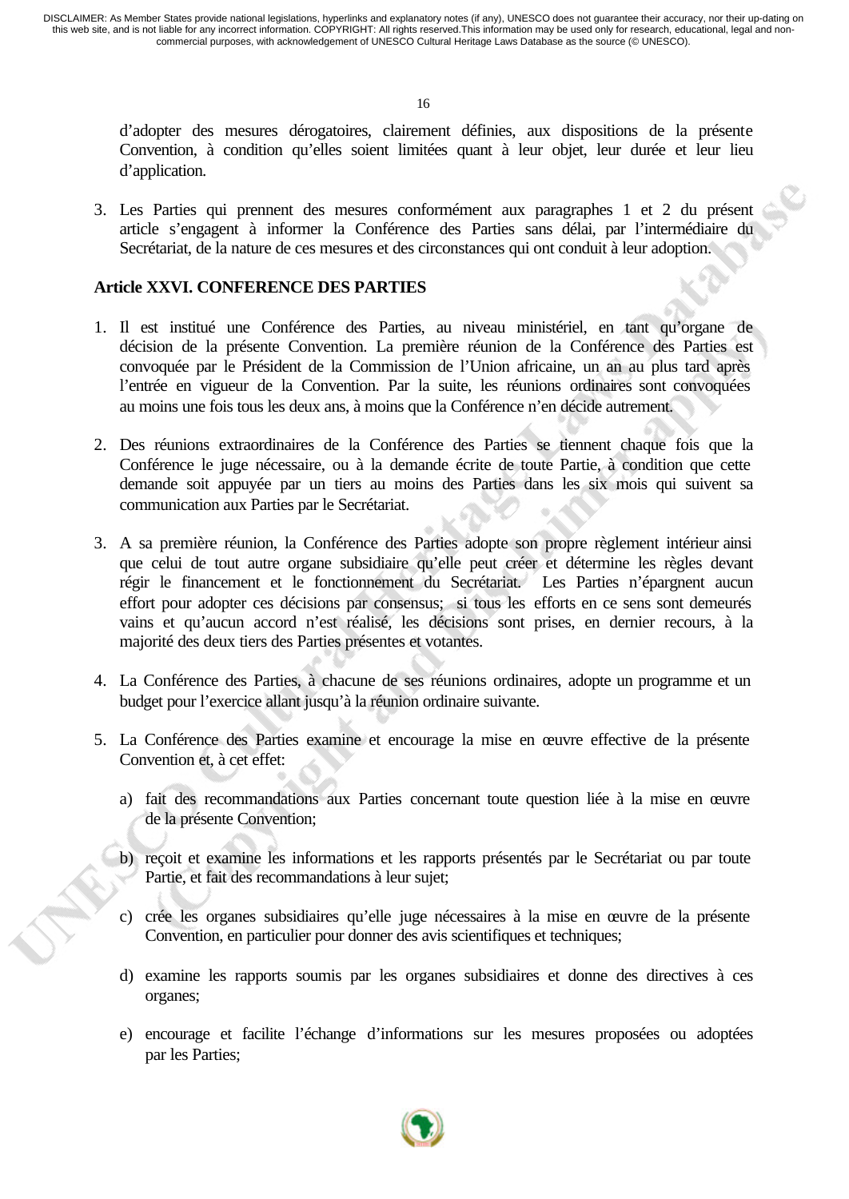d'adopter des mesures dérogatoires, clairement définies, aux dispositions de la présente Convention, à condition qu'elles soient limitées quant à leur objet, leur durée et leur lieu d'application.

3. Les Parties qui prennent des mesures conformément aux paragraphes 1 et 2 du présent article s'engagent à informer la Conférence des Parties sans délai, par l'intermédiaire du Secrétariat, de la nature de ces mesures et des circonstances qui ont conduit à leur adoption.

## Article XXVI. CONFERENCE DES PARTIES

1. Il est institué une Conférence des Parties, au niveau ministériel, en tant qu'organe de décision de la présente Convention. La première réunion de la Conférence des Parties est convoquée par le Président de la Commission de l'Union africaine, un an au plus tard après l'entrée en vigueur de la Convention. Par la suite, les réunions ordinaires sont convoquées au moins une fois tous les deux ans, à moins que la Conférence n'en décide autrement.

2. Des réunions extraordinaires de la Conférence des Parties se tiennent chaque fois que la Conférence le juge nécessaire, ou à la demande écrite de toute Partie, à condition que cette demande soit appuyée par un tiers au moins des Parties dans les six mois qui suivent sa communication aux Parties par le Secrétariat.

3. A sa première réunion, la Conférence des Parties adopte son propre règlement intérieur ainsi que celui de tout autre organe subsidiaire qu'elle peut créer et détermine les règles devant régir le financement et le fonctionnement du Secrétariat. Les Parties n'épargnent aucun effort pour adopter ces décisions par consensus; si tous les efforts en ce sens sont demeurés vains et qu'aucun accord n'est réalisé, les décisions sont prises, en dernier recours, à la majorité des deux tiers des Parties présentes et votantes.

4. La Conférence des Parties, à chacune de ses réunions ordinaires, adopte un programme et un budget pour l'exercice allant jusqu'à la réunion ordinaire suivante.

5. La Conférence des Parties examine et encourage la mise en œuvre effective de la présente Convention et, à cet effet:

   a) fait des recommandations aux Parties concernant toute question liée à la mise en œuvre de la présente Convention;

   b) reçoit et examine les informations et les rapports présentés par le Secrétariat ou par toute Partie, et fait des recommandations à leur sujet;

   c) crée les organes subsidiaires qu'elle juge nécessaires à la mise en œuvre de la présente Convention, en particulier pour donner des avis scientifiques et techniques;

   d) examine les rapports soumis par les organes subsidiaires et donne des directives à ces organes;

   e) encourage et facilite l'échange d'informations sur les mesures proposées ou adoptées par les Parties;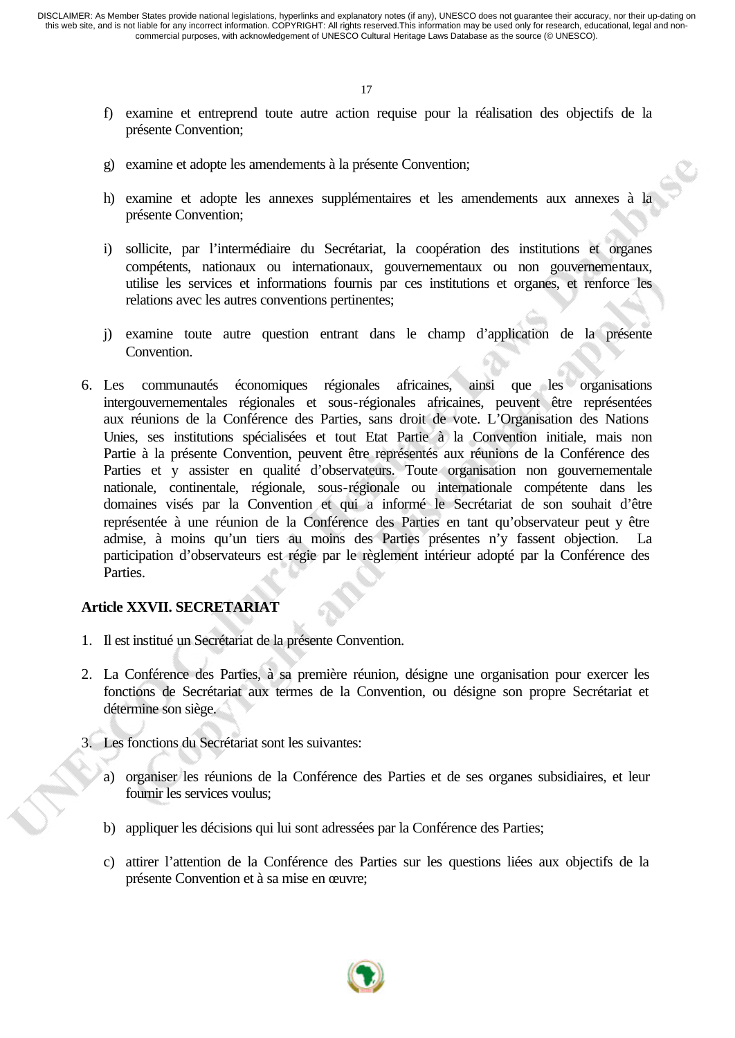f) examine et entreprend toute autre action requise pour la réalisation des objectifs de la présente Convention;

g) examine et adopte les amendements à la présente Convention;

h) examine et adopte les annexes supplémentaires et les amendements aux annexes à la présente Convention;

i) sollicite, par l'intermédiaire du Secrétariat, la coopération des institutions et organes compétents, nationaux ou internationaux, gouvernementaux ou non gouvernementaux, utilise les services et informations fournis par ces institutions et organes, et renforce les relations avec les autres conventions pertinentes;

j) examine toute autre question entrant dans le champ d'application de la présente Convention.

6. Les communautés économiques régionales africaines, ainsi que les organisations intergouvernementales régionales et sous-régionales africaines, peuvent être représentées aux réunions de la Conférence des Parties, sans droit de vote. L'Organisation des Nations Unies, ses institutions spécialisées et tout Etat Partie à la Convention initiale, mais non Partie à la présente Convention, peuvent être représentés aux réunions de la Conférence des Parties et y assister en qualité d'observateurs. Toute organisation non gouvernementale nationale, continentale, régionale, sous-régionale ou internationale compétente dans les domaines visés par la Convention et qui a informé le Secrétariat de son souhait d'être représentée à une réunion de la Conférence des Parties en tant qu'observateur peut y être admise, à moins qu'un tiers au moins des Parties présentes n'y fassent objection. La participation d'observateurs est régie par le règlement intérieur adopté par la Conférence des Parties.

**Article XXVII. SECRETARIAT**

1. Il est institué un Secrétariat de la présente Convention.

2. La Conférence des Parties, à sa première réunion, désigne une organisation pour exercer les fonctions de Secrétariat aux termes de la Convention, ou désigne son propre Secrétariat et détermine son siège.

3. Les fonctions du Secrétariat sont les suivantes:

   a) organiser les réunions de la Conférence des Parties et de ses organes subsidiaires, et leur fournir les services voulus;

   b) appliquer les décisions qui lui sont adressées par la Conférence des Parties;

   c) attirer l'attention de la Conférence des Parties sur les questions liées aux objectifs de la présente Convention et à sa mise en œuvre;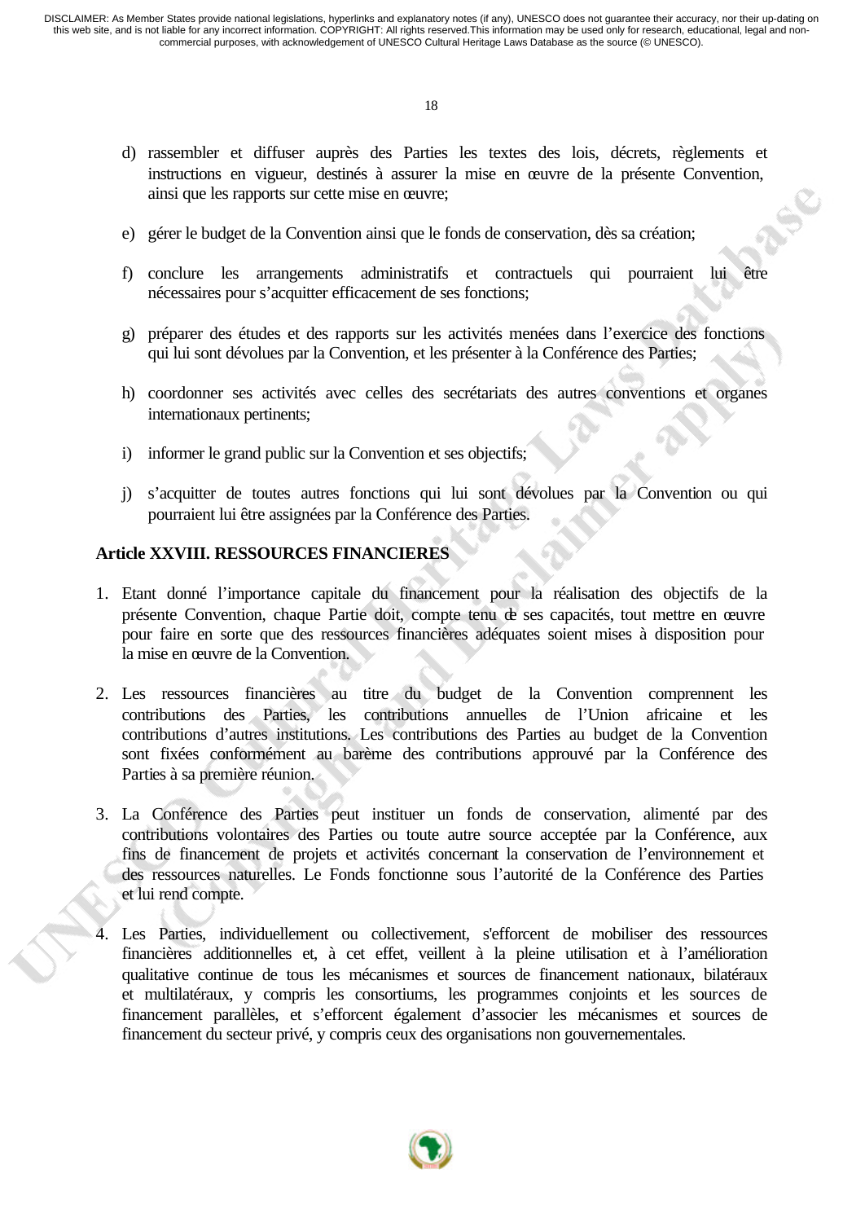d) rassembler et diffuser auprès des Parties les textes des lois, décrets, règlements et instructions en vigueur, destinés à assurer la mise en œuvre de la présente Convention, ainsi que les rapports sur cette mise en œuvre;

e) gérer le budget de la Convention ainsi que le fonds de conservation, dès sa création;

f) conclure les arrangements administratifs et contractuels qui pourraient lui être nécessaires pour s'acquitter efficacement de ses fonctions;

g) préparer des études et des rapports sur les activités menées dans l'exercice des fonctions qui lui sont dévolues par la Convention, et les présenter à la Conférence des Parties;

h) coordonner ses activités avec celles des secrétariats des autres conventions et organes internationaux pertinents;

i) informer le grand public sur la Convention et ses objectifs;

j) s'acquitter de toutes autres fonctions qui lui sont dévolues par la Convention ou qui pourraient lui être assignées par la Conférence des Parties.

**Article XXVIII. RESSOURCES FINANCIERES**

1. Etant donné l'importance capitale du financement pour la réalisation des objectifs de la présente Convention, chaque Partie doit, compte tenu de ses capacités, tout mettre en œuvre pour faire en sorte que des ressources financières adéquates soient mises à disposition pour la mise en œuvre de la Convention.

2. Les ressources financières au titre du budget de la Convention comprennent les contributions des Parties, les contributions annuelles de l'Union africaine et les contributions d'autres institutions. Les contributions des Parties au budget de la Convention sont fixées conformément au barème des contributions approuvé par la Conférence des Parties à sa première réunion.

3. La Conférence des Parties peut instituer un fonds de conservation, alimenté par des contributions volontaires des Parties ou toute autre source acceptée par la Conférence, aux fins de financement de projets et activités concernant la conservation de l'environnement et des ressources naturelles. Le Fonds fonctionne sous l'autorité de la Conférence des Parties et lui rend compte.

4. Les Parties, individuellement ou collectivement, s'efforcent de mobiliser des ressources financières additionnelles et, à cet effet, veillent à la pleine utilisation et à l'amélioration qualitative continue de tous les mécanismes et sources de financement nationaux, bilatéraux et multilatéraux, y compris les consortiums, les programmes conjoints et les sources de financement parallèles, et s'efforcent également d'associer les mécanismes et sources de financement du secteur privé, y compris ceux des organisations non gouvernementales.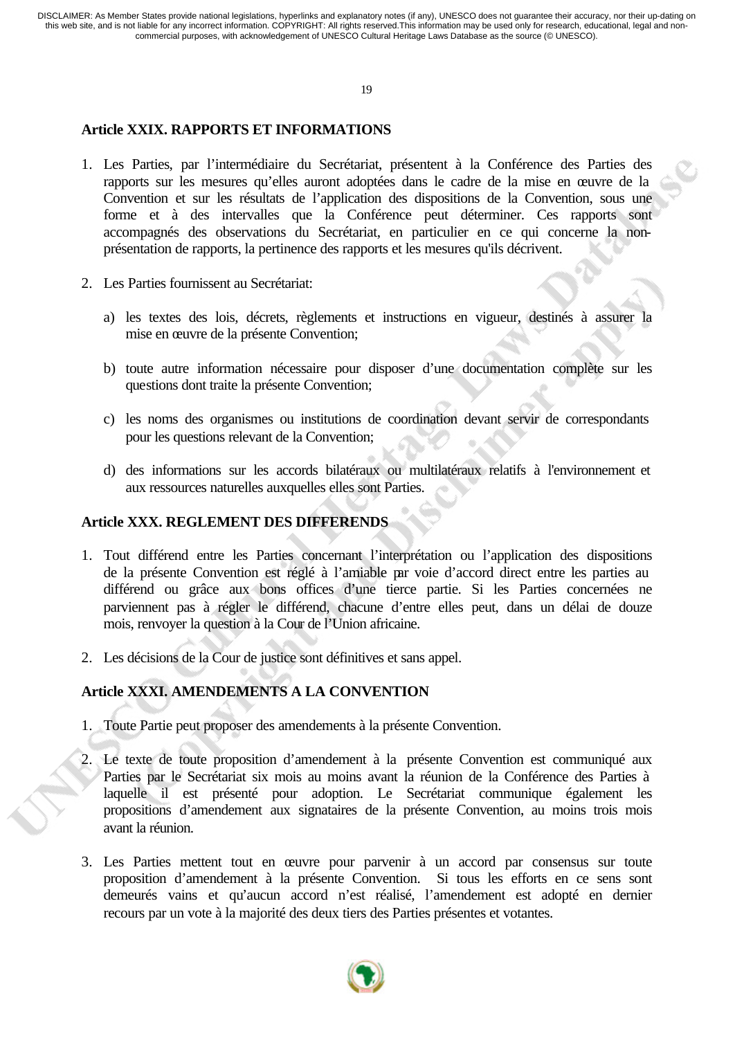## Article XXIX. RAPPORTS ET INFORMATIONS

1. Les Parties, par l'intermédiaire du Secrétariat, présentent à la Conférence des Parties des rapports sur les mesures qu'elles auront adoptées dans le cadre de la mise en œuvre de la Convention et sur les résultats de l'application des dispositions de la Convention, sous une forme et à des intervalles que la Conférence peut déterminer. Ces rapports sont accompagnés des observations du Secrétariat, en particulier en ce qui concerne la non-présentation de rapports, la pertinence des rapports et les mesures qu'ils décrivent.

2. Les Parties fournissent au Secrétariat:

   a) les textes des lois, décrets, règlements et instructions en vigueur, destinés à assurer la mise en œuvre de la présente Convention;

   b) toute autre information nécessaire pour disposer d'une documentation complète sur les questions dont traite la présente Convention;

   c) les noms des organismes ou institutions de coordination devant servir de correspondants pour les questions relevant de la Convention;

   d) des informations sur les accords bilatéraux ou multilatéraux relatifs à l'environnement et aux ressources naturelles auxquelles elles sont Parties.

## Article XXX. REGLEMENT DES DIFFERENDS

1. Tout différend entre les Parties concernant l'interprétation ou l'application des dispositions de la présente Convention est réglé à l'amiable par voie d'accord direct entre les parties au différend ou grâce aux bons offices d'une tierce partie. Si les Parties concernées ne parviennent pas à régler le différend, chacune d'entre elles peut, dans un délai de douze mois, renvoyer la question à la Cour de l'Union africaine.

2. Les décisions de la Cour de justice sont définitives et sans appel.

## Article XXXI. AMENDEMENTS A LA CONVENTION

1. Toute Partie peut proposer des amendements à la présente Convention.

2. Le texte de toute proposition d'amendement à la présente Convention est communiqué aux Parties par le Secrétariat six mois au moins avant la réunion de la Conférence des Parties à laquelle il est présenté pour adoption. Le Secrétariat communique également les propositions d'amendement aux signataires de la présente Convention, au moins trois mois avant la réunion.

3. Les Parties mettent tout en œuvre pour parvenir à un accord par consensus sur toute proposition d'amendement à la présente Convention. Si tous les efforts en ce sens sont demeurés vains et qu'aucun accord n'est réalisé, l'amendement est adopté en dernier recours par un vote à la majorité des deux tiers des Parties présentes et votantes.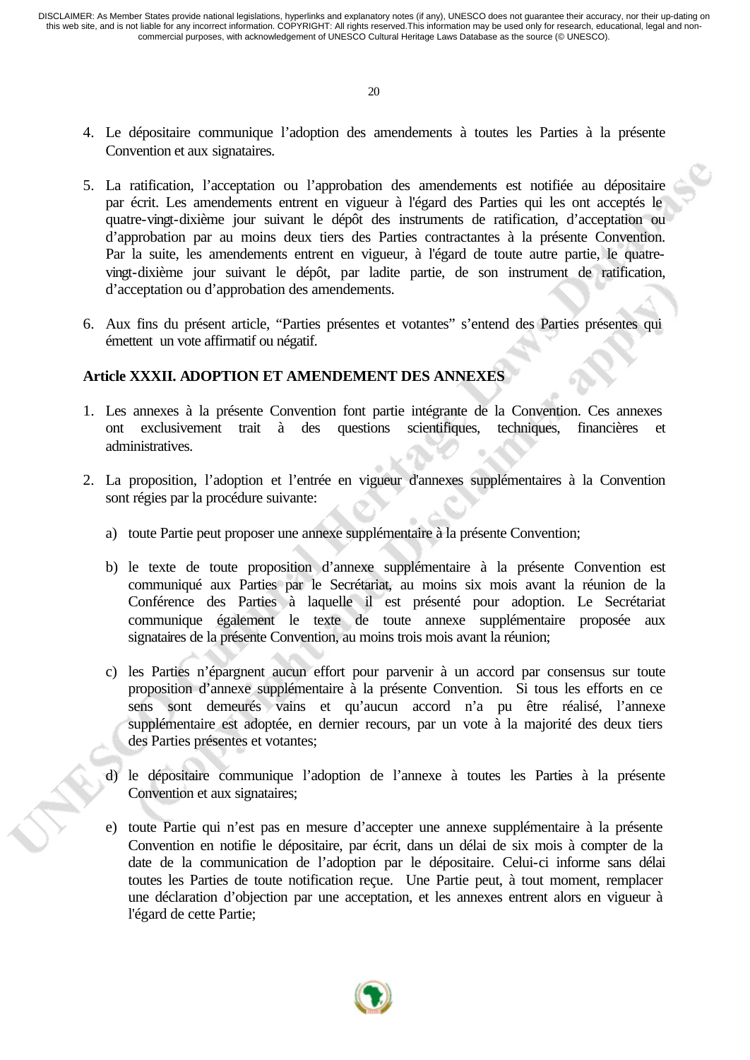4. Le dépositaire communique l'adoption des amendements à toutes les Parties à la présente Convention et aux signataires.

5. La ratification, l'acceptation ou l'approbation des amendements est notifiée au dépositaire par écrit. Les amendements entrent en vigueur à l'égard des Parties qui les ont acceptés le quatre-vingt-dixième jour suivant le dépôt des instruments de ratification, d'acceptation ou d'approbation par au moins deux tiers des Parties contractantes à la présente Convention. Par la suite, les amendements entrent en vigueur, à l'égard de toute autre partie, le quatre-vingt-dixième jour suivant le dépôt, par ladite partie, de son instrument de ratification, d'acceptation ou d'approbation des amendements.

6. Aux fins du présent article, "Parties présentes et votantes" s'entend des Parties présentes qui émettent un vote affirmatif ou négatif.

**Article XXXII. ADOPTION ET AMENDEMENT DES ANNEXES**

1. Les annexes à la présente Convention font partie intégrante de la Convention. Ces annexes ont exclusivement trait à des questions scientifiques, techniques, financières et administratives.

2. La proposition, l'adoption et l'entrée en vigueur d'annexes supplémentaires à la Convention sont régies par la procédure suivante:

   a) toute Partie peut proposer une annexe supplémentaire à la présente Convention;

   b) le texte de toute proposition d'annexe supplémentaire à la présente Convention est communiqué aux Parties par le Secrétariat, au moins six mois avant la réunion de la Conférence des Parties à laquelle il est présenté pour adoption. Le Secrétariat communique également le texte de toute annexe supplémentaire proposée aux signataires de la présente Convention, au moins trois mois avant la réunion;

   c) les Parties n'épargnent aucun effort pour parvenir à un accord par consensus sur toute proposition d'annexe supplémentaire à la présente Convention. Si tous les efforts en ce sens sont demeurés vains et qu'aucun accord n'a pu être réalisé, l'annexe supplémentaire est adoptée, en dernier recours, par un vote à la majorité des deux tiers des Parties présentes et votantes;

   d) le dépositaire communique l'adoption de l'annexe à toutes les Parties à la présente Convention et aux signataires;

   e) toute Partie qui n'est pas en mesure d'accepter une annexe supplémentaire à la présente Convention en notifie le dépositaire, par écrit, dans un délai de six mois à compter de la date de la communication de l'adoption par le dépositaire. Celui-ci informe sans délai toutes les Parties de toute notification reçue. Une Partie peut, à tout moment, remplacer une déclaration d'objection par une acceptation, et les annexes entrent alors en vigueur à l'égard de cette Partie;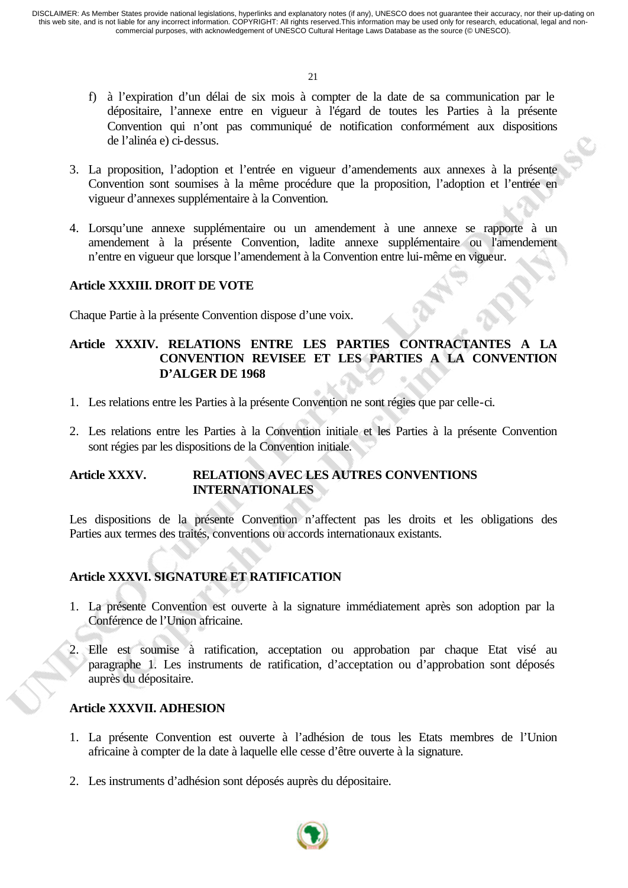f) à l'expiration d'un délai de six mois à compter de la date de sa communication par le dépositaire, l'annexe entre en vigueur à l'égard de toutes les Parties à la présente Convention qui n'ont pas communiqué de notification conformément aux dispositions de l'alinéa e) ci-dessus.

3. La proposition, l'adoption et l'entrée en vigueur d'amendements aux annexes à la présente Convention sont soumises à la même procédure que la proposition, l'adoption et l'entrée en vigueur d'annexes supplémentaire à la Convention.

4. Lorsqu'une annexe supplémentaire ou un amendement à une annexe se rapporte à un amendement à la présente Convention, ladite annexe supplémentaire ou l'amendement n'entre en vigueur que lorsque l'amendement à la Convention entre lui-même en vigueur.

**Article XXXIII. DROIT DE VOTE**

Chaque Partie à la présente Convention dispose d'une voix.

**Article XXXIV. RELATIONS ENTRE LES PARTIES CONTRACTANTES A LA CONVENTION REVISEE ET LES PARTIES A LA CONVENTION D'ALGER DE 1968**

1. Les relations entre les Parties à la présente Convention ne sont régies que par celle-ci.

2. Les relations entre les Parties à la Convention initiale et les Parties à la présente Convention sont régies par les dispositions de la Convention initiale.

**Article XXXV. RELATIONS AVEC LES AUTRES CONVENTIONS INTERNATIONALES**

Les dispositions de la présente Convention n'affectent pas les droits et les obligations des Parties aux termes des traités, conventions ou accords internationaux existants.

**Article XXXVI. SIGNATURE ET RATIFICATION**

1. La présente Convention est ouverte à la signature immédiatement après son adoption par la Conférence de l'Union africaine.

2. Elle est soumise à ratification, acceptation ou approbation par chaque Etat visé au paragraphe 1. Les instruments de ratification, d'acceptation ou d'approbation sont déposés auprès du dépositaire.

**Article XXXVII. ADHESION**

1. La présente Convention est ouverte à l'adhésion de tous les Etats membres de l'Union africaine à compter de la date à laquelle elle cesse d'être ouverte à la signature.

2. Les instruments d'adhésion sont déposés auprès du dépositaire.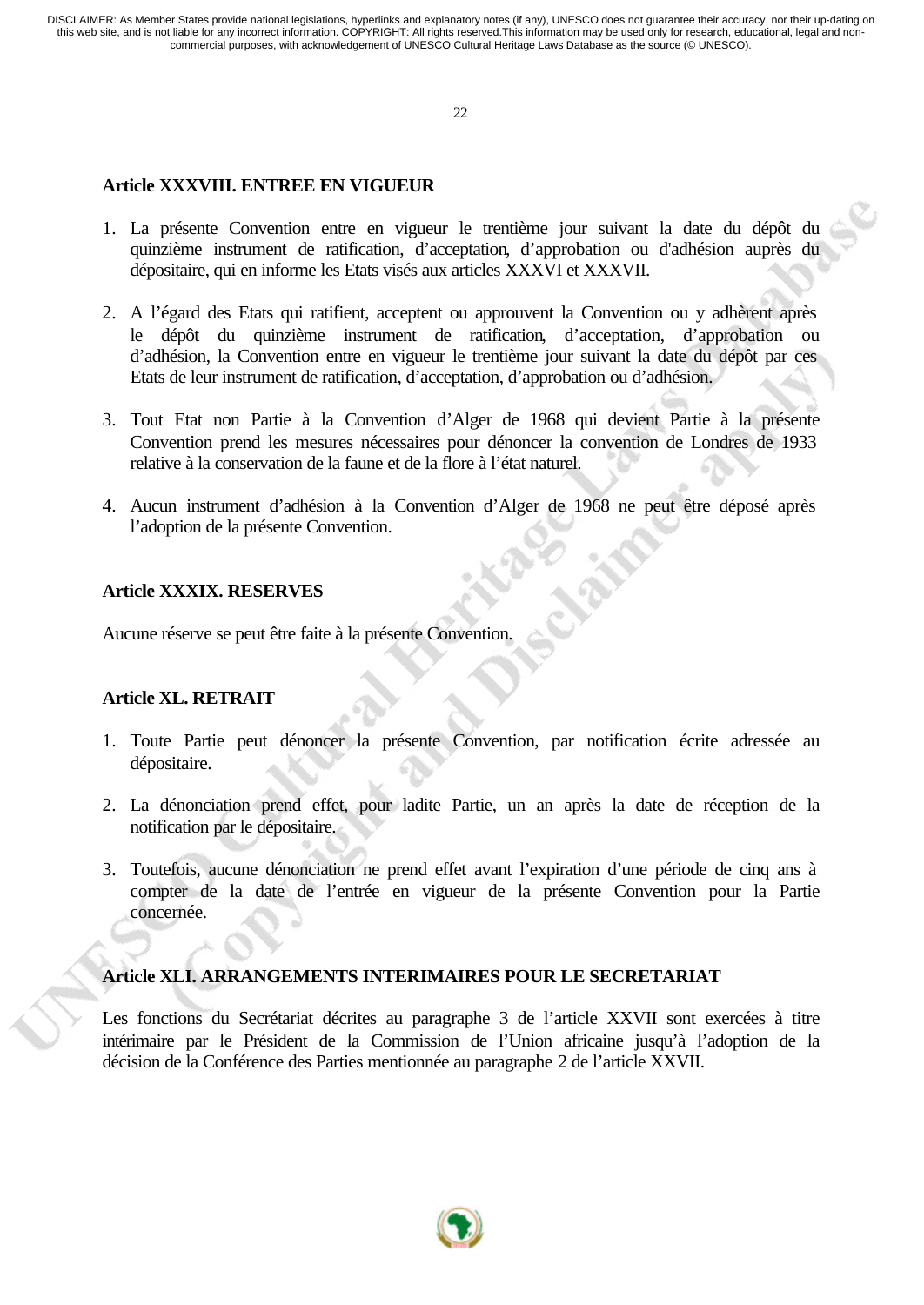**Article XXXVIII. ENTREE EN VIGUEUR**

1. La présente Convention entre en vigueur le trentième jour suivant la date du dépôt du quinzième instrument de ratification, d'acceptation, d'approbation ou d'adhésion auprès du dépositaire, qui en informe les Etats visés aux articles XXXVI et XXXVII.

2. A l'égard des Etats qui ratifient, acceptent ou approuvent la Convention ou y adhèrent après le dépôt du quinzième instrument de ratification, d'acceptation, d'approbation ou d'adhésion, la Convention entre en vigueur le trentième jour suivant la date du dépôt par ces Etats de leur instrument de ratification, d'acceptation, d'approbation ou d'adhésion.

3. Tout Etat non Partie à la Convention d'Alger de 1968 qui devient Partie à la présente Convention prend les mesures nécessaires pour dénoncer la convention de Londres de 1933 relative à la conservation de la faune et de la flore à l'état naturel.

4. Aucun instrument d'adhésion à la Convention d'Alger de 1968 ne peut être déposé après l'adoption de la présente Convention.

**Article XXXIX. RESERVES**

Aucune réserve se peut être faite à la présente Convention.

**Article XL. RETRAIT**

1. Toute Partie peut dénoncer la présente Convention, par notification écrite adressée au dépositaire.

2. La dénonciation prend effet, pour ladite Partie, un an après la date de réception de la notification par le dépositaire.

3. Toutefois, aucune dénonciation ne prend effet avant l'expiration d'une période de cinq ans à compter de la date de l'entrée en vigueur de la présente Convention pour la Partie concernée.

**Article XLI. ARRANGEMENTS INTERIMAIRES POUR LE SECRETARIAT**

Les fonctions du Secrétariat décrites au paragraphe 3 de l'article XXVII sont exercées à titre intérimaire par le Président de la Commission de l'Union africaine jusqu'à l'adoption de la décision de la Conférence des Parties mentionnée au paragraphe 2 de l'article XXVII.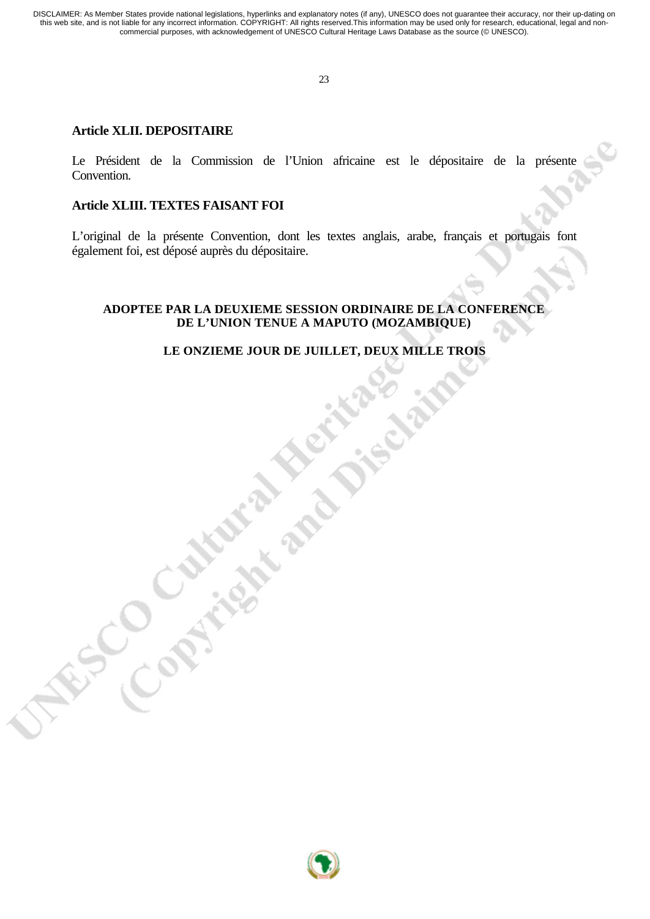### Article XLII. DEPOSITAIRE

Le Président de la Commission de l'Union africaine est le dépositaire de la présente Convention.

### Article XLIII. TEXTES FAISANT FOI

L'original de la présente Convention, dont les textes anglais, arabe, français et portugais font également foi, est déposé auprès du dépositaire.

**ADOPTEE PAR LA DEUXIEME SESSION ORDINAIRE DE LA CONFERENCE DE L'UNION TENUE A MAPUTO (MOZAMBIQUE)**

**LE ONZIEME JOUR DE JUILLET, DEUX MILLE TROIS**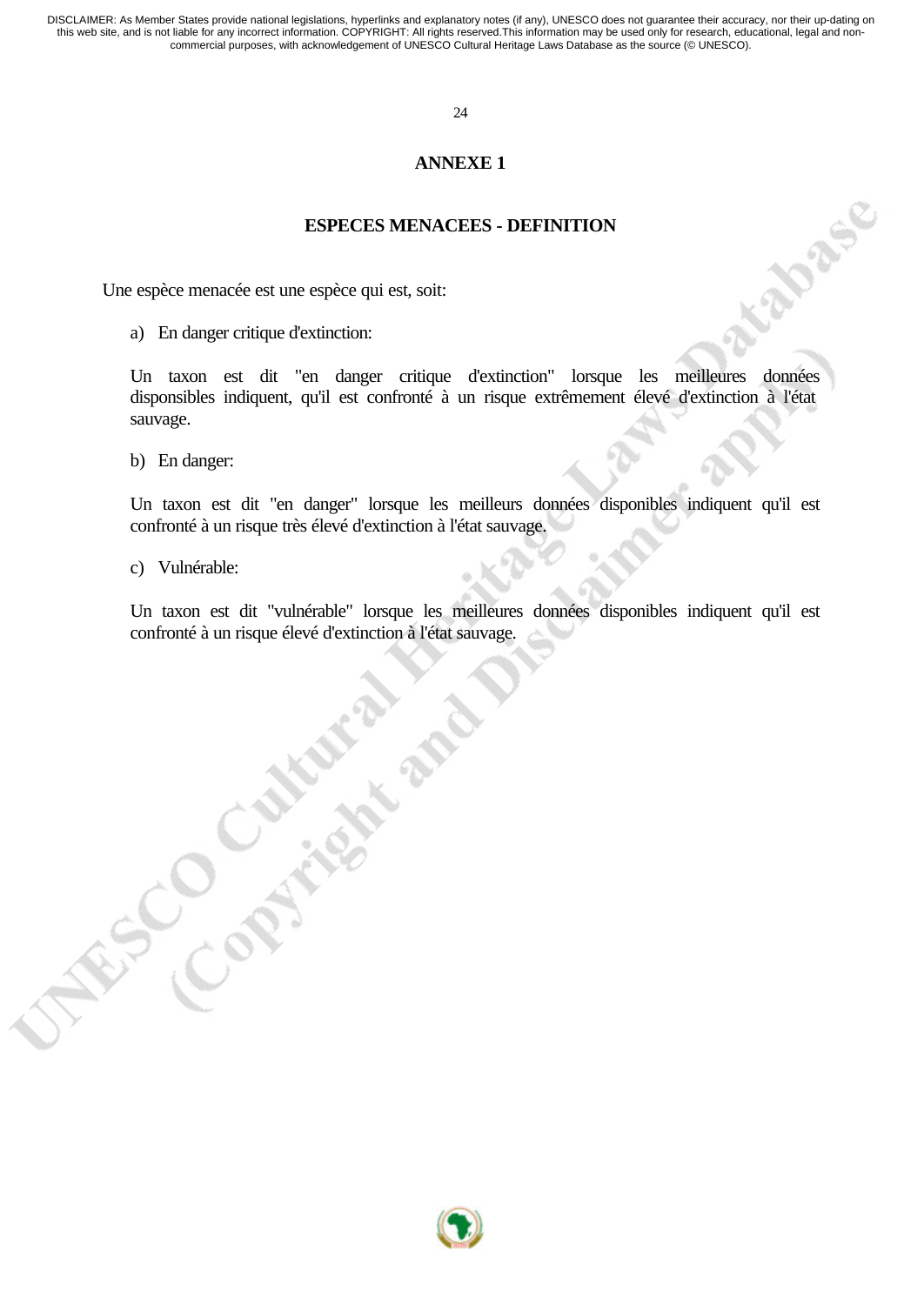# ANNEXE 1

## ESPECES MENACEES - DEFINITION

Une espèce menacée est une espèce qui est, soit:

a) En danger critique d'extinction:

Un taxon est dit "en danger critique d'extinction" lorsque les meilleures données disponibles indiquent, qu'il est confronté à un risque extrêmement élevé d'extinction à l'état sauvage.

b) En danger:

Un taxon est dit "en danger" lorsque les meilleurs données disponibles indiquent qu'il est confronté à un risque très élevé d'extinction à l'état sauvage.

c) Vulnérable:

Un taxon est dit "vulnérable" lorsque les meilleures données disponibles indiquent qu'il est confronté à un risque élevé d'extinction à l'état sauvage.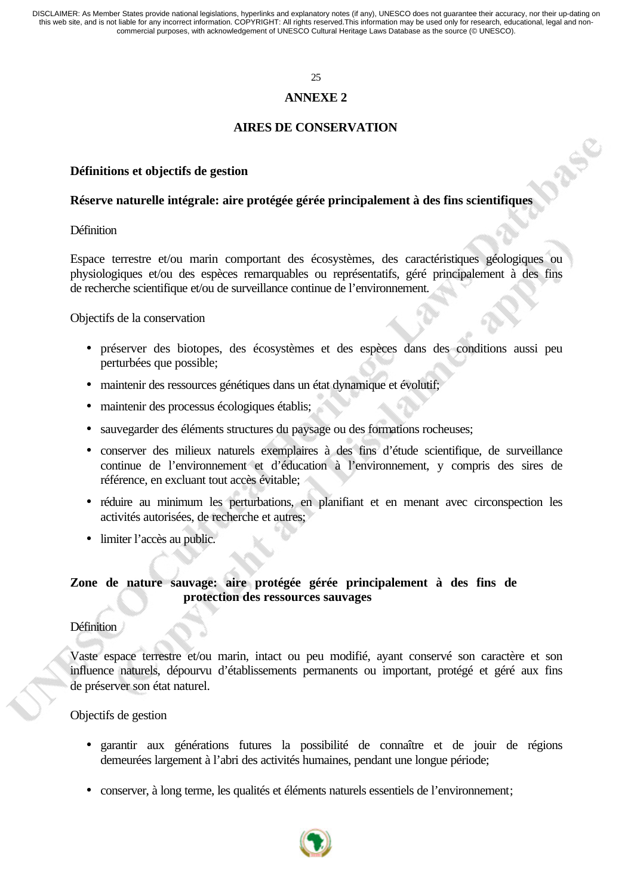## ANNEXE 2

## AIRES DE CONSERVATION

### Définitions et objectifs de gestion

### Réserve naturelle intégrale: aire protégée gérée principalement à des fins scientifiques

Définition

Espace terrestre et/ou marin comportant des écosystèmes, des caractéristiques géologiques ou physiologiques et/ou des espèces remarquables ou représentatifs, géré principalement à des fins de recherche scientifique et/ou de surveillance continue de l'environnement.

Objectifs de la conservation

- préserver des biotopes, des écosystèmes et des espèces dans des conditions aussi peu perturbées que possible;
- maintenir des ressources génétiques dans un état dynamique et évolutif;
- maintenir des processus écologiques établis;
- sauvegarder des éléments structures du paysage ou des formations rocheuses;
- conserver des milieux naturels exemplaires à des fins d'étude scientifique, de surveillance continue de l'environnement et d'éducation à l'environnement, y compris des sires de référence, en excluant tout accès évitable;
- réduire au minimum les perturbations, en planifiant et en menant avec circonspection les activités autorisées, de recherche et autres;
- limiter l'accès au public.

### Zone de nature sauvage: aire protégée gérée principalement à des fins de protection des ressources sauvages

Définition

Vaste espace terrestre et/ou marin, intact ou peu modifié, ayant conservé son caractère et son influence naturels, dépourvu d'établissements permanents ou important, protégé et géré aux fins de préserver son état naturel.

Objectifs de gestion

- garantir aux générations futures la possibilité de connaître et de jouir de régions demeurées largement à l'abri des activités humaines, pendant une longue période;
- conserver, à long terme, les qualités et éléments naturels essentiels de l'environnement;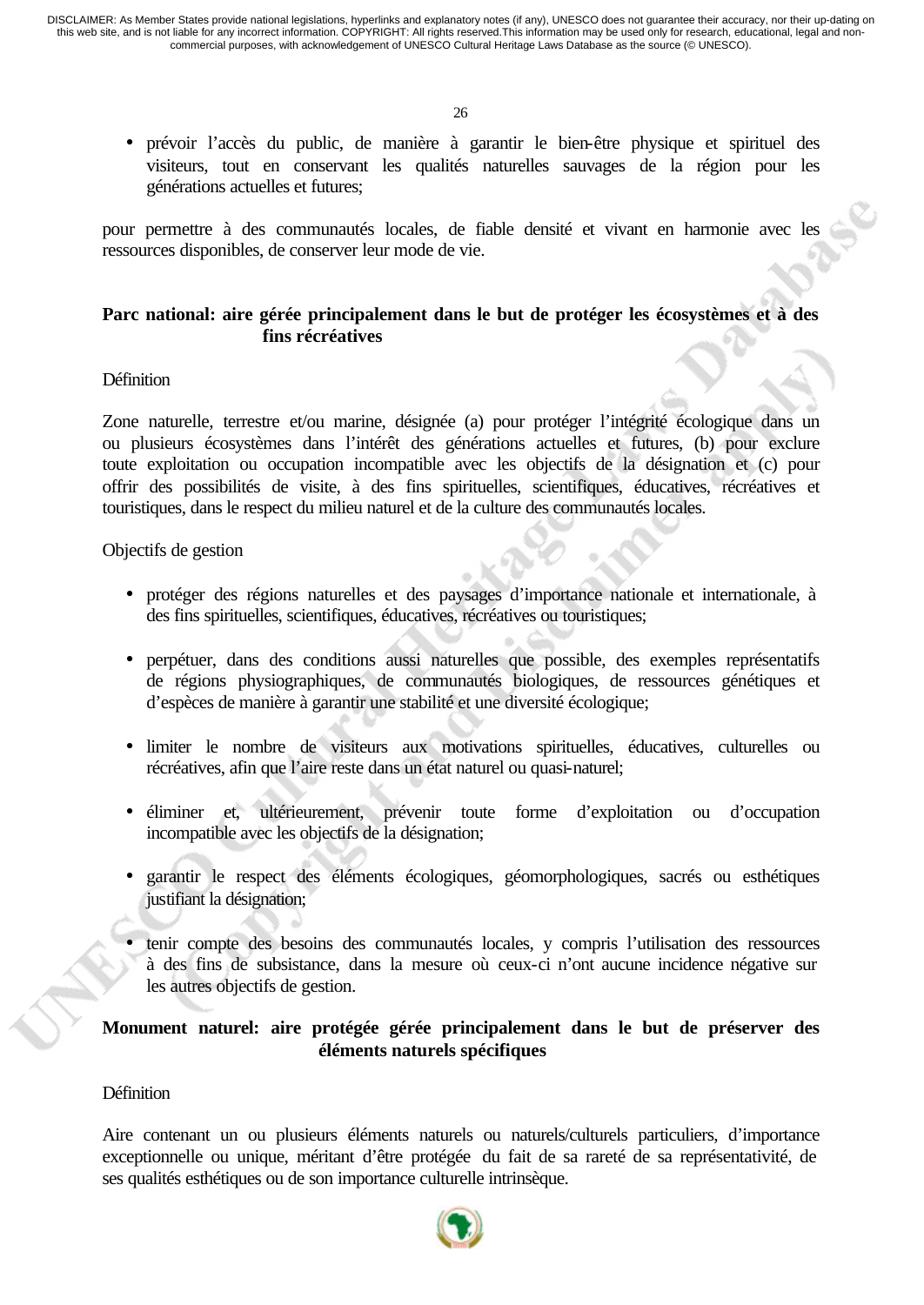- prévoir l'accès du public, de manière à garantir le bien-être physique et spirituel des visiteurs, tout en conservant les qualités naturelles sauvages de la région pour les générations actuelles et futures;

pour permettre à des communautés locales, de fiable densité et vivant en harmonie avec les ressources disponibles, de conserver leur mode de vie.

**Parc national: aire gérée principalement dans le but de protéger les écosystèmes et à des fins récréatives**

Définition

Zone naturelle, terrestre et/ou marine, désignée (a) pour protéger l'intégrité écologique dans un ou plusieurs écosystèmes dans l'intérêt des générations actuelles et futures, (b) pour exclure toute exploitation ou occupation incompatible avec les objectifs de la désignation et (c) pour offrir des possibilités de visite, à des fins spirituelles, scientifiques, éducatives, récréatives et touristiques, dans le respect du milieu naturel et de la culture des communautés locales.

Objectifs de gestion

- protéger des régions naturelles et des paysages d'importance nationale et internationale, à des fins spirituelles, scientifiques, éducatives, récréatives ou touristiques;

- perpétuer, dans des conditions aussi naturelles que possible, des exemples représentatifs de régions physiographiques, de communautés biologiques, de ressources génétiques et d'espèces de manière à garantir une stabilité et une diversité écologique;

- limiter le nombre de visiteurs aux motivations spirituelles, éducatives, culturelles ou récréatives, afin que l'aire reste dans un état naturel ou quasi-naturel;

- éliminer et, ultérieurement, prévenir toute forme d'exploitation ou d'occupation incompatible avec les objectifs de la désignation;

- garantir le respect des éléments écologiques, géomorphologiques, sacrés ou esthétiques justifiant la désignation;

- tenir compte des besoins des communautés locales, y compris l'utilisation des ressources à des fins de subsistance, dans la mesure où ceux-ci n'ont aucune incidence négative sur les autres objectifs de gestion.

**Monument naturel: aire protégée gérée principalement dans le but de préserver des éléments naturels spécifiques**

Définition

Aire contenant un ou plusieurs éléments naturels ou naturels/culturels particuliers, d'importance exceptionnelle ou unique, méritant d'être protégée du fait de sa rareté de sa représentativité, de ses qualités esthétiques ou de son importance culturelle intrinsèque.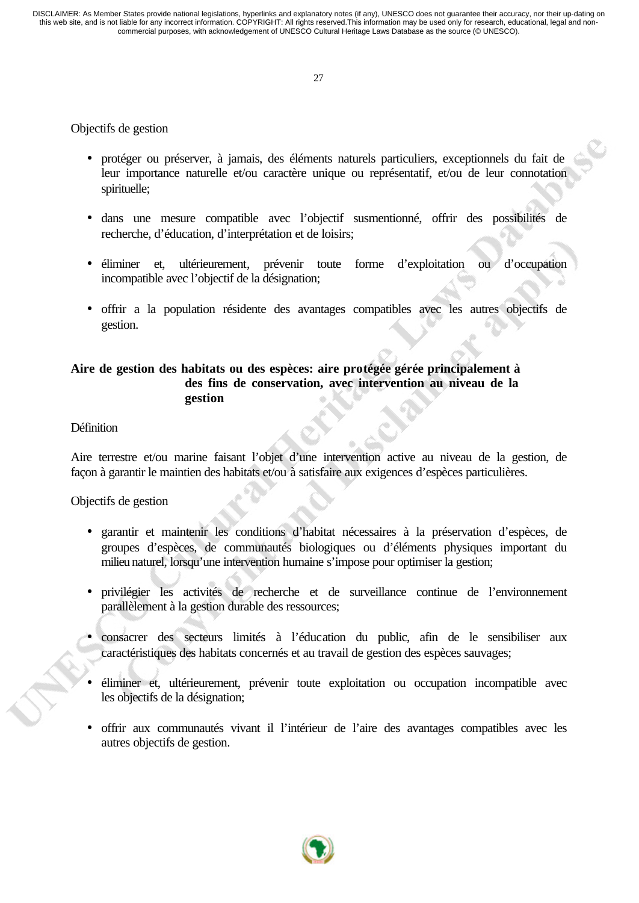Objectifs de gestion

- protéger ou préserver, à jamais, des éléments naturels particuliers, exceptionnels du fait de leur importance naturelle et/ou caractère unique ou représentatif, et/ou de leur connotation spirituelle;

- dans une mesure compatible avec l'objectif susmentionné, offrir des possibilités de recherche, d'éducation, d'interprétation et de loisirs;

- éliminer et, ultérieurement, prévenir toute forme d'exploitation ou d'occupation incompatible avec l'objectif de la désignation;

- offrir a la population résidente des avantages compatibles avec les autres objectifs de gestion.

**Aire de gestion des habitats ou des espèces: aire protégée gérée principalement à des fins de conservation, avec intervention au niveau de la gestion**

Définition

Aire terrestre et/ou marine faisant l'objet d'une intervention active au niveau de la gestion, de façon à garantir le maintien des habitats et/ou à satisfaire aux exigences d'espèces particulières.

Objectifs de gestion

- garantir et maintenir les conditions d'habitat nécessaires à la préservation d'espèces, de groupes d'espèces, de communautés biologiques ou d'éléments physiques important du milieu naturel, lorsqu'une intervention humaine s'impose pour optimiser la gestion;

- privilégier les activités de recherche et de surveillance continue de l'environnement parallèlement à la gestion durable des ressources;

- consacrer des secteurs limités à l'éducation du public, afin de le sensibiliser aux caractéristiques des habitats concernés et au travail de gestion des espèces sauvages;

- éliminer et, ultérieurement, prévenir toute exploitation ou occupation incompatible avec les objectifs de la désignation;

- offrir aux communautés vivant il l'intérieur de l'aire des avantages compatibles avec les autres objectifs de gestion.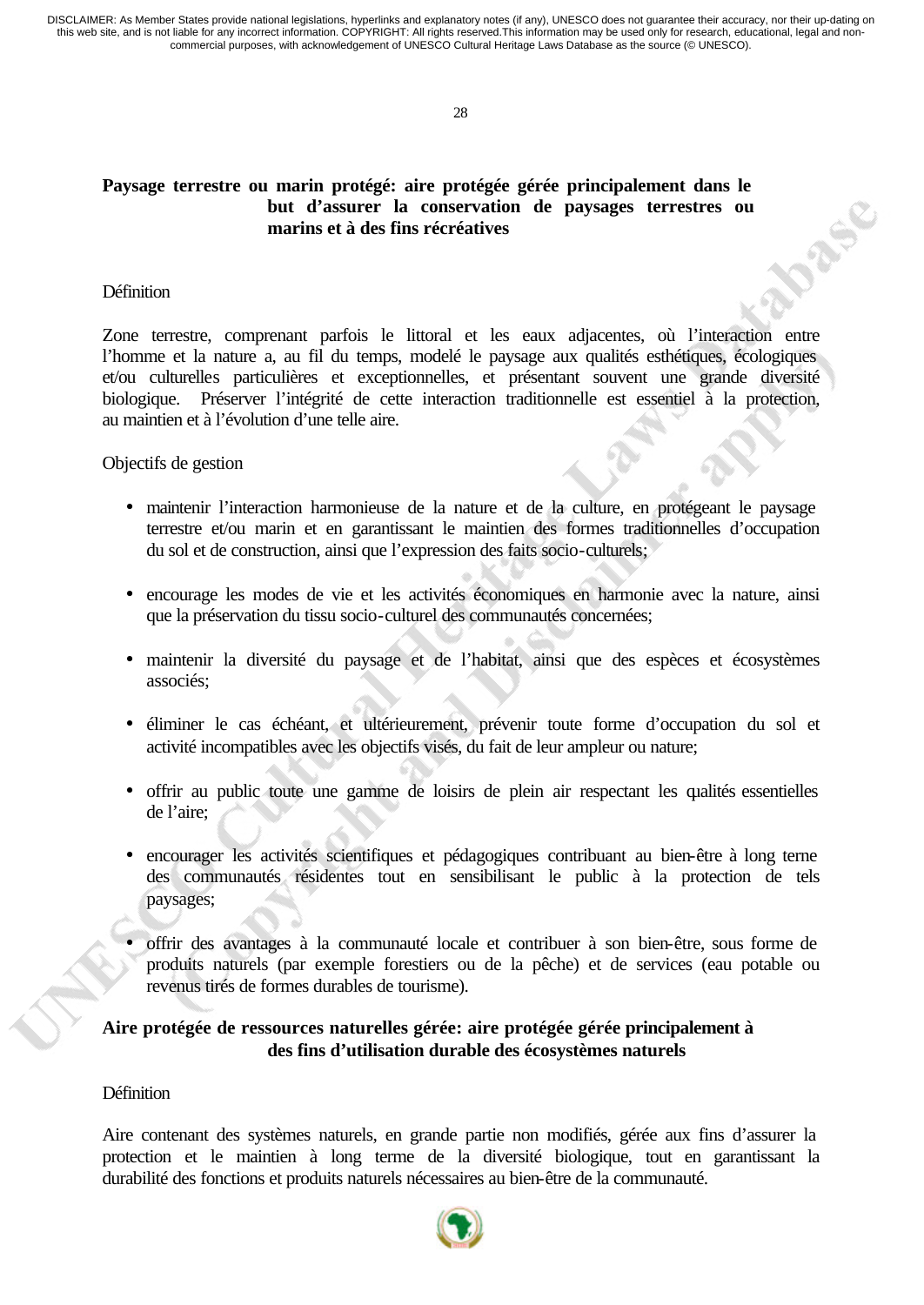**Paysage terrestre ou marin protégé: aire protégée gérée principalement dans le but d'assurer la conservation de paysages terrestres ou marins et à des fins récréatives**

Définition

Zone terrestre, comprenant parfois le littoral et les eaux adjacentes, où l'interaction entre l'homme et la nature a, au fil du temps, modelé le paysage aux qualités esthétiques, écologiques et/ou culturelles particulières et exceptionnelles, et présentant souvent une grande diversité biologique. Préserver l'intégrité de cette interaction traditionnelle est essentiel à la protection, au maintien et à l'évolution d'une telle aire.

Objectifs de gestion

- maintenir l'interaction harmonieuse de la nature et de la culture, en protégeant le paysage terrestre et/ou marin et en garantissant le maintien des formes traditionnelles d'occupation du sol et de construction, ainsi que l'expression des faits socio-culturels;

- encourage les modes de vie et les activités économiques en harmonie avec la nature, ainsi que la préservation du tissu socio-culturel des communautés concernées;

- maintenir la diversité du paysage et de l'habitat, ainsi que des espèces et écosystèmes associés;

- éliminer le cas échéant, et ultérieurement, prévenir toute forme d'occupation du sol et activité incompatibles avec les objectifs visés, du fait de leur ampleur ou nature;

- offrir au public toute une gamme de loisirs de plein air respectant les qualités essentielles de l'aire;

- encourager les activités scientifiques et pédagogiques contribuant au bien-être à long terne des communautés résidentes tout en sensibilisant le public à la protection de tels paysages;

- offrir des avantages à la communauté locale et contribuer à son bien-être, sous forme de produits naturels (par exemple forestiers ou de la pêche) et de services (eau potable ou revenus tirés de formes durables de tourisme).

**Aire protégée de ressources naturelles gérée: aire protégée gérée principalement à des fins d'utilisation durable des écosystèmes naturels**

Définition

Aire contenant des systèmes naturels, en grande partie non modifiés, gérée aux fins d'assurer la protection et le maintien à long terme de la diversité biologique, tout en garantissant la durabilité des fonctions et produits naturels nécessaires au bien-être de la communauté.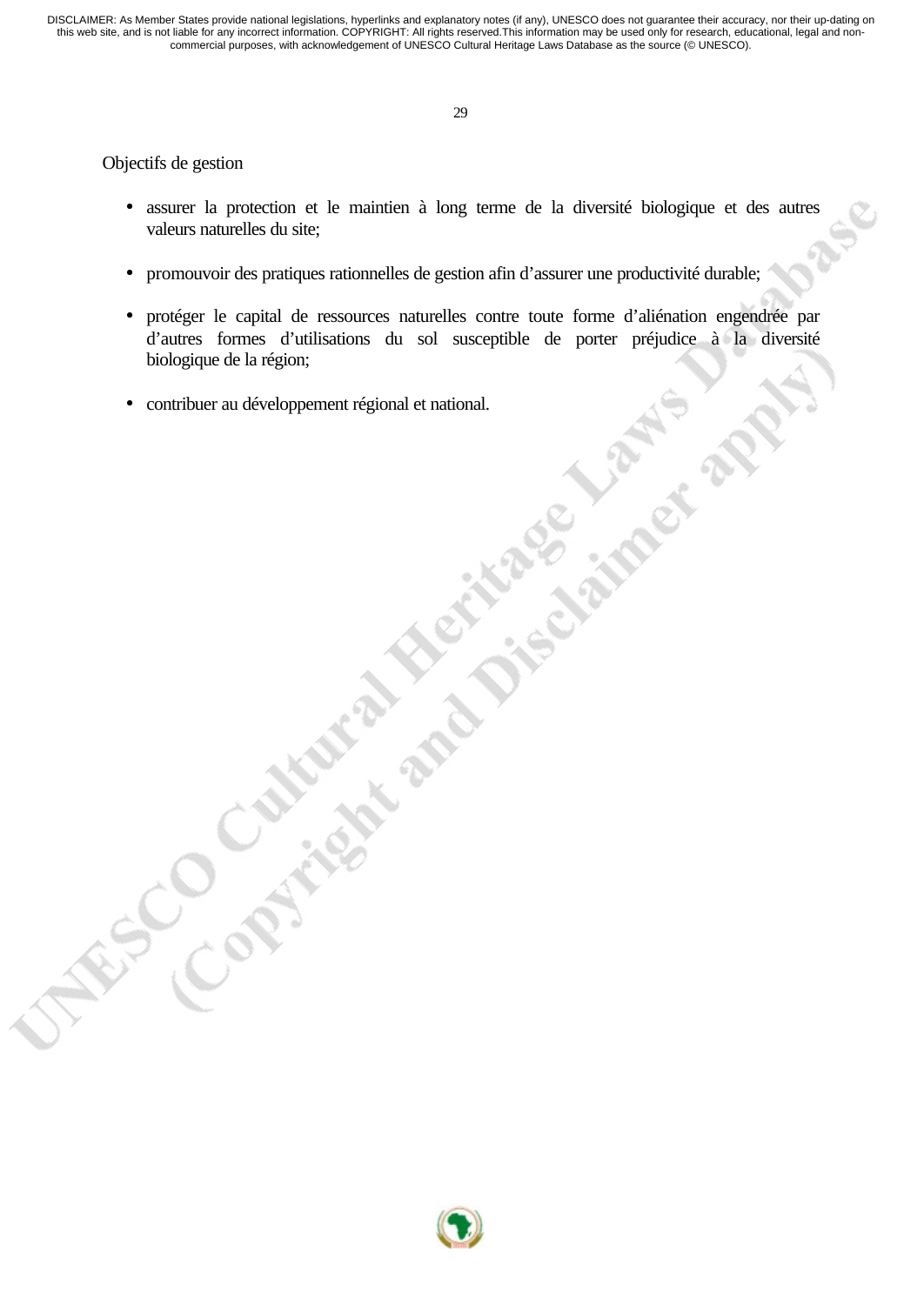Objectifs de gestion

- assurer la protection et le maintien à long terme de la diversité biologique et des autres valeurs naturelles du site;
- promouvoir des pratiques rationnelles de gestion afin d'assurer une productivité durable;
- protéger le capital de ressources naturelles contre toute forme d'aliénation engendrée par d'autres formes d'utilisations du sol susceptible de porter préjudice à la diversité biologique de la région;
- contribuer au développement régional et national.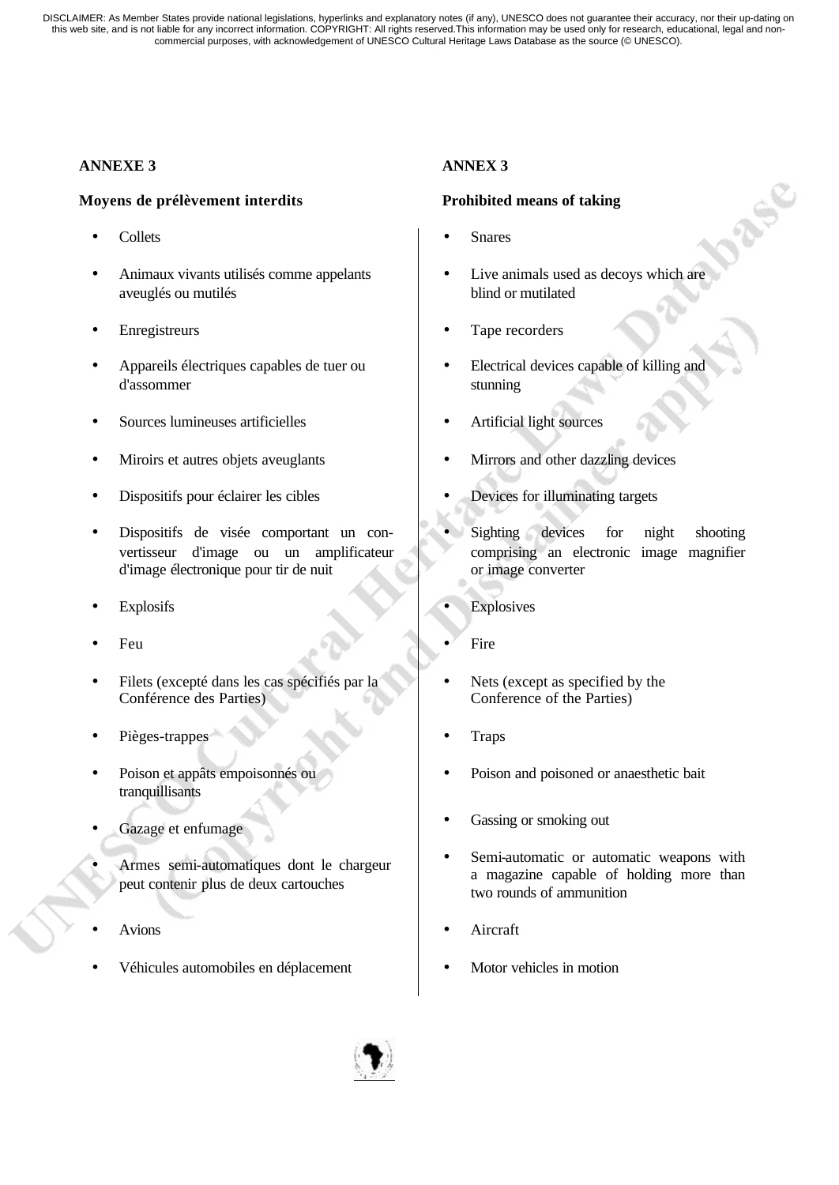## ANNEXE 3

**Moyens de prélèvement interdits**

- Collets
- Animaux vivants utilisés comme appelants aveuglés ou mutilés
- Enregistreurs
- Appareils électriques capables de tuer ou d'assommer
- Sources lumineuses artificielles
- Miroirs et autres objets aveuglants
- Dispositifs pour éclairer les cibles
- Dispositifs de visée comportant un convertisseur d'image ou un amplificateur d'image électronique pour tir de nuit
- Explosifs
- Feu
- Filets (excepté dans les cas spécifiés par la Conférence des Parties)
- Pièges-trappes
- Poison et appâts empoisonnés ou tranquillisants
- Gazage et enfumage
- Armes semi-automatiques dont le chargeur peut contenir plus de deux cartouches
- Avions
- Véhicules automobiles en déplacement

## ANNEX 3

**Prohibited means of taking**

- Snares
- Live animals used as decoys which are blind or mutilated
- Tape recorders
- Electrical devices capable of killing and stunning
- Artificial light sources
- Mirrors and other dazzling devices
- Devices for illuminating targets
- Sighting devices for night shooting comprising an electronic image magnifier or image converter
- Explosives
- Fire
- Nets (except as specified by the Conference of the Parties)
- Traps
- Poison and poisoned or anaesthetic bait
- Gassing or smoking out
- Semi-automatic or automatic weapons with a magazine capable of holding more than two rounds of ammunition
- Aircraft
- Motor vehicles in motion